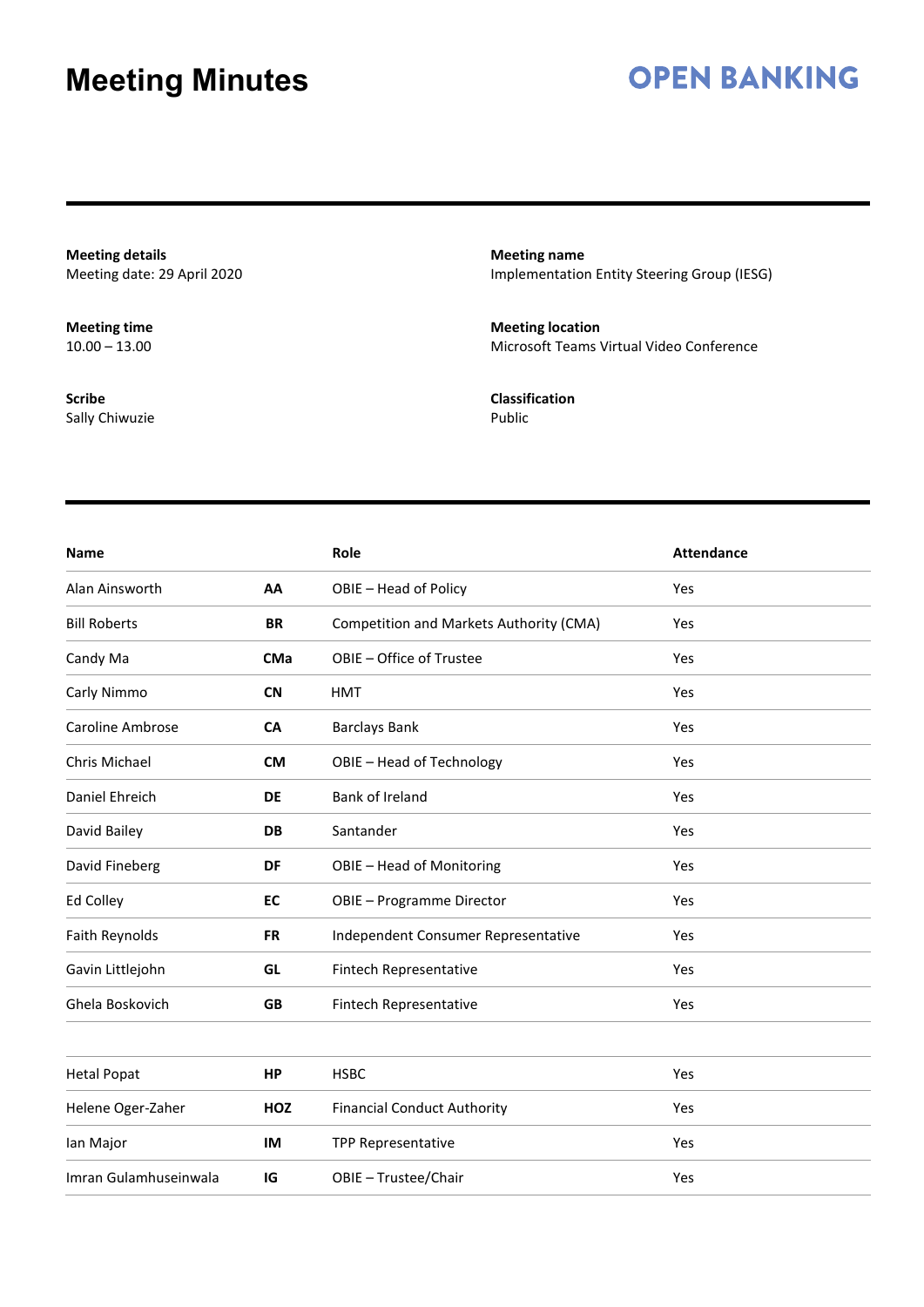# Meeting Minutes

**OPEN BANKING**

**Meeting details**
Meeting date: 29 April 2020

**Meeting name**
Implementation Entity Steering Group (IESG)

**Meeting time**
10.00 – 13.00

**Meeting location**
Microsoft Teams Virtual Video Conference

**Scribe**
Sally Chiwuzie

**Classification**
Public

| Name | | Role | Attendance |
|---|---|---|---|
| Alan Ainsworth | **AA** | OBIE – Head of Policy | Yes |
| Bill Roberts | **BR** | Competition and Markets Authority (CMA) | Yes |
| Candy Ma | **CMa** | OBIE – Office of Trustee | Yes |
| Carly Nimmo | **CN** | HMT | Yes |
| Caroline Ambrose | **CA** | Barclays Bank | Yes |
| Chris Michael | **CM** | OBIE – Head of Technology | Yes |
| Daniel Ehreich | **DE** | Bank of Ireland | Yes |
| David Bailey | **DB** | Santander | Yes |
| David Fineberg | **DF** | OBIE – Head of Monitoring | Yes |
| Ed Colley | **EC** | OBIE – Programme Director | Yes |
| Faith Reynolds | **FR** | Independent Consumer Representative | Yes |
| Gavin Littlejohn | **GL** | Fintech Representative | Yes |
| Ghela Boskovich | **GB** | Fintech Representative | Yes |
| | | | |
| Hetal Popat | **HP** | HSBC | Yes |
| Helene Oger-Zaher | **HOZ** | Financial Conduct Authority | Yes |
| Ian Major | **IM** | TPP Representative | Yes |
| Imran Gulamhuseinwala | **IG** | OBIE – Trustee/Chair | Yes |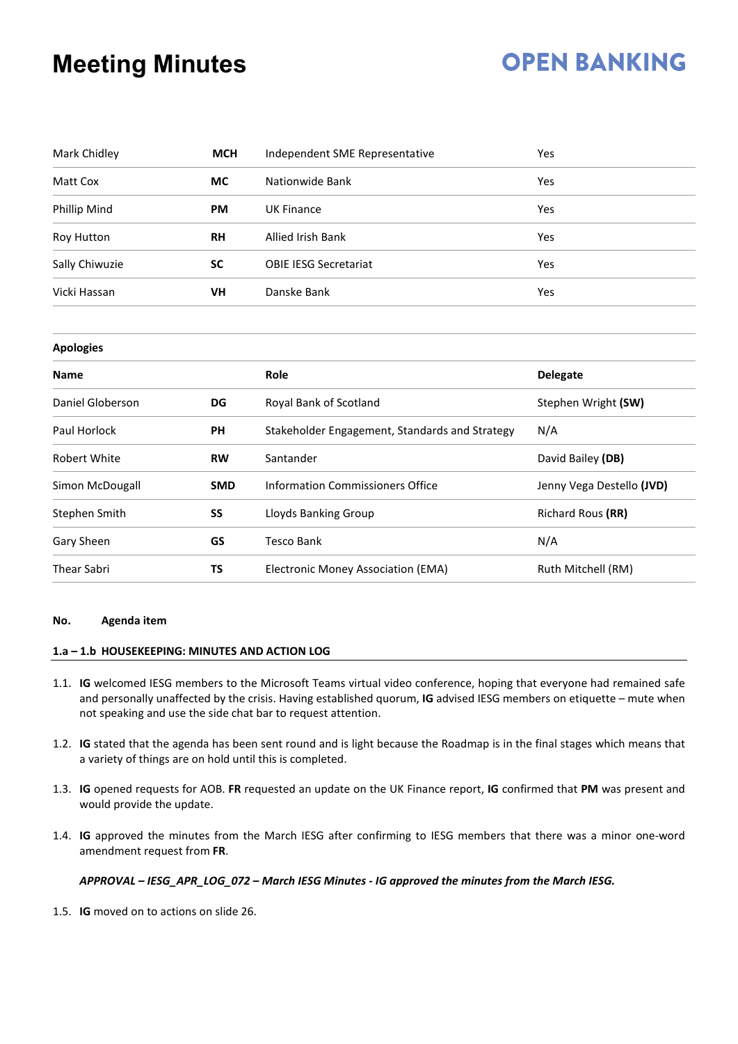# Meeting Minutes

| | | | |
|---|---|---|---|
| Mark Chidley | **MCH** | Independent SME Representative | Yes |
| Matt Cox | **MC** | Nationwide Bank | Yes |
| Phillip Mind | **PM** | UK Finance | Yes |
| Roy Hutton | **RH** | Allied Irish Bank | Yes |
| Sally Chiwuzie | **SC** | OBIE IESG Secretariat | Yes |
| Vicki Hassan | **VH** | Danske Bank | Yes |

**Apologies**

| **Name** | | **Role** | **Delegate** |
|---|---|---|---|
| Daniel Globerson | **DG** | Royal Bank of Scotland | Stephen Wright **(SW)** |
| Paul Horlock | **PH** | Stakeholder Engagement, Standards and Strategy | N/A |
| Robert White | **RW** | Santander | David Bailey **(DB)** |
| Simon McDougall | **SMD** | Information Commissioners Office | Jenny Vega Destello **(JVD)** |
| Stephen Smith | **SS** | Lloyds Banking Group | Richard Rous **(RR)** |
| Gary Sheen | **GS** | Tesco Bank | N/A |
| Thear Sabri | **TS** | Electronic Money Association (EMA) | Ruth Mitchell (RM) |

**No. Agenda item**

**1.a – 1.b HOUSEKEEPING: MINUTES AND ACTION LOG**

1.1. **IG** welcomed IESG members to the Microsoft Teams virtual video conference, hoping that everyone had remained safe and personally unaffected by the crisis. Having established quorum, **IG** advised IESG members on etiquette – mute when not speaking and use the side chat bar to request attention.

1.2. **IG** stated that the agenda has been sent round and is light because the Roadmap is in the final stages which means that a variety of things are on hold until this is completed.

1.3. **IG** opened requests for AOB. **FR** requested an update on the UK Finance report, **IG** confirmed that **PM** was present and would provide the update.

1.4. **IG** approved the minutes from the March IESG after confirming to IESG members that there was a minor one-word amendment request from **FR**.

***APPROVAL – IESG_APR_LOG_072 – March IESG Minutes - IG approved the minutes from the March IESG.***

1.5. **IG** moved on to actions on slide 26.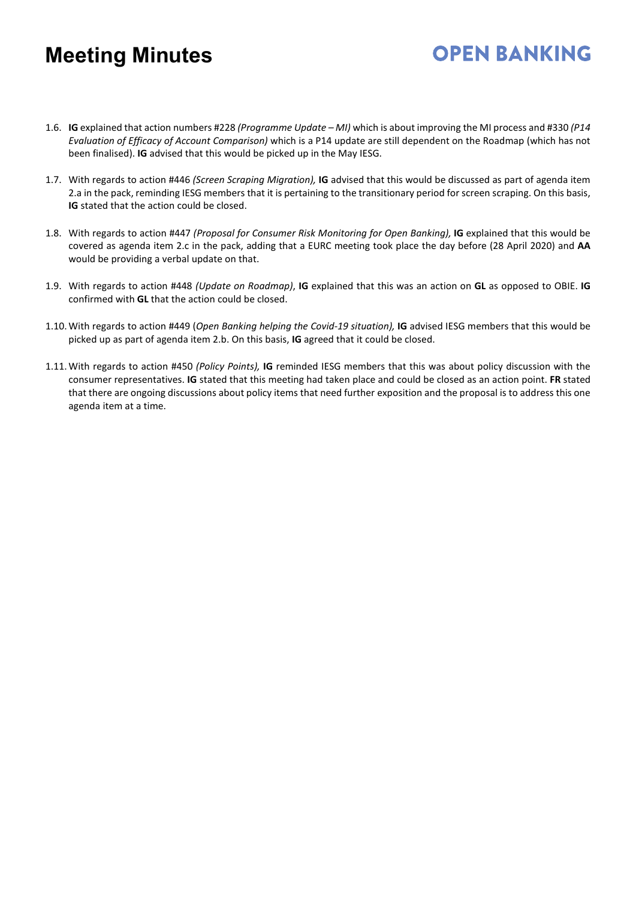1.6. **IG** explained that action numbers #228 *(Programme Update – MI)* which is about improving the MI process and #330 *(P14 Evaluation of Efficacy of Account Comparison)* which is a P14 update are still dependent on the Roadmap (which has not been finalised). **IG** advised that this would be picked up in the May IESG.

1.7. With regards to action #446 *(Screen Scraping Migration),* **IG** advised that this would be discussed as part of agenda item 2.a in the pack, reminding IESG members that it is pertaining to the transitionary period for screen scraping. On this basis, **IG** stated that the action could be closed.

1.8. With regards to action #447 *(Proposal for Consumer Risk Monitoring for Open Banking),* **IG** explained that this would be covered as agenda item 2.c in the pack, adding that a EURC meeting took place the day before (28 April 2020) and **AA** would be providing a verbal update on that.

1.9. With regards to action #448 *(Update on Roadmap)*, **IG** explained that this was an action on **GL** as opposed to OBIE. **IG** confirmed with **GL** that the action could be closed.

1.10. With regards to action #449 (*Open Banking helping the Covid-19 situation),* **IG** advised IESG members that this would be picked up as part of agenda item 2.b. On this basis, **IG** agreed that it could be closed.

1.11. With regards to action #450 *(Policy Points),* **IG** reminded IESG members that this was about policy discussion with the consumer representatives. **IG** stated that this meeting had taken place and could be closed as an action point. **FR** stated that there are ongoing discussions about policy items that need further exposition and the proposal is to address this one agenda item at a time.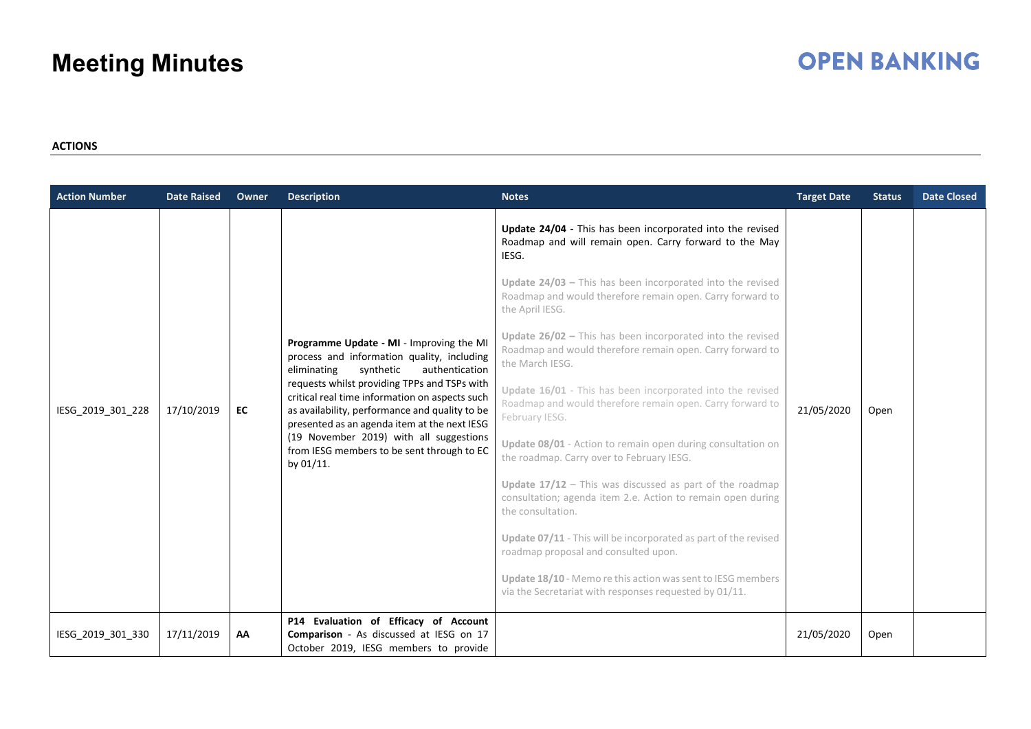# Meeting Minutes

**OPEN BANKING**

**ACTIONS**

| Action Number | Date Raised | Owner | Description | Notes | Target Date | Status | Date Closed |
|---|---|---|---|---|---|---|---|
| IESG_2019_301_228 | 17/10/2019 | **EC** | **Programme Update - MI** - Improving the MI process and information quality, including eliminating synthetic authentication requests whilst providing TPPs and TSPs with critical real time information on aspects such as availability, performance and quality to be presented as an agenda item at the next IESG (19 November 2019) with all suggestions from IESG members to be sent through to EC by 01/11. | **Update 24/04 -** This has been incorporated into the revised Roadmap and will remain open. Carry forward to the May IESG.<br><br>**Update 24/03 –** This has been incorporated into the revised Roadmap and would therefore remain open. Carry forward to the April IESG.<br><br>**Update 26/02 –** This has been incorporated into the revised Roadmap and would therefore remain open. Carry forward to the March IESG.<br><br>**Update 16/01** - This has been incorporated into the revised Roadmap and would therefore remain open. Carry forward to February IESG.<br><br>**Update 08/01** - Action to remain open during consultation on the roadmap. Carry over to February IESG.<br><br>**Update 17/12** – This was discussed as part of the roadmap consultation; agenda item 2.e. Action to remain open during the consultation.<br><br>**Update 07/11** - This will be incorporated as part of the revised roadmap proposal and consulted upon.<br><br>**Update 18/10** - Memo re this action was sent to IESG members via the Secretariat with responses requested by 01/11. | 21/05/2020 | Open | |
| IESG_2019_301_330 | 17/11/2019 | **AA** | **P14 Evaluation of Efficacy of Account Comparison** - As discussed at IESG on 17 October 2019, IESG members to provide | | 21/05/2020 | Open | |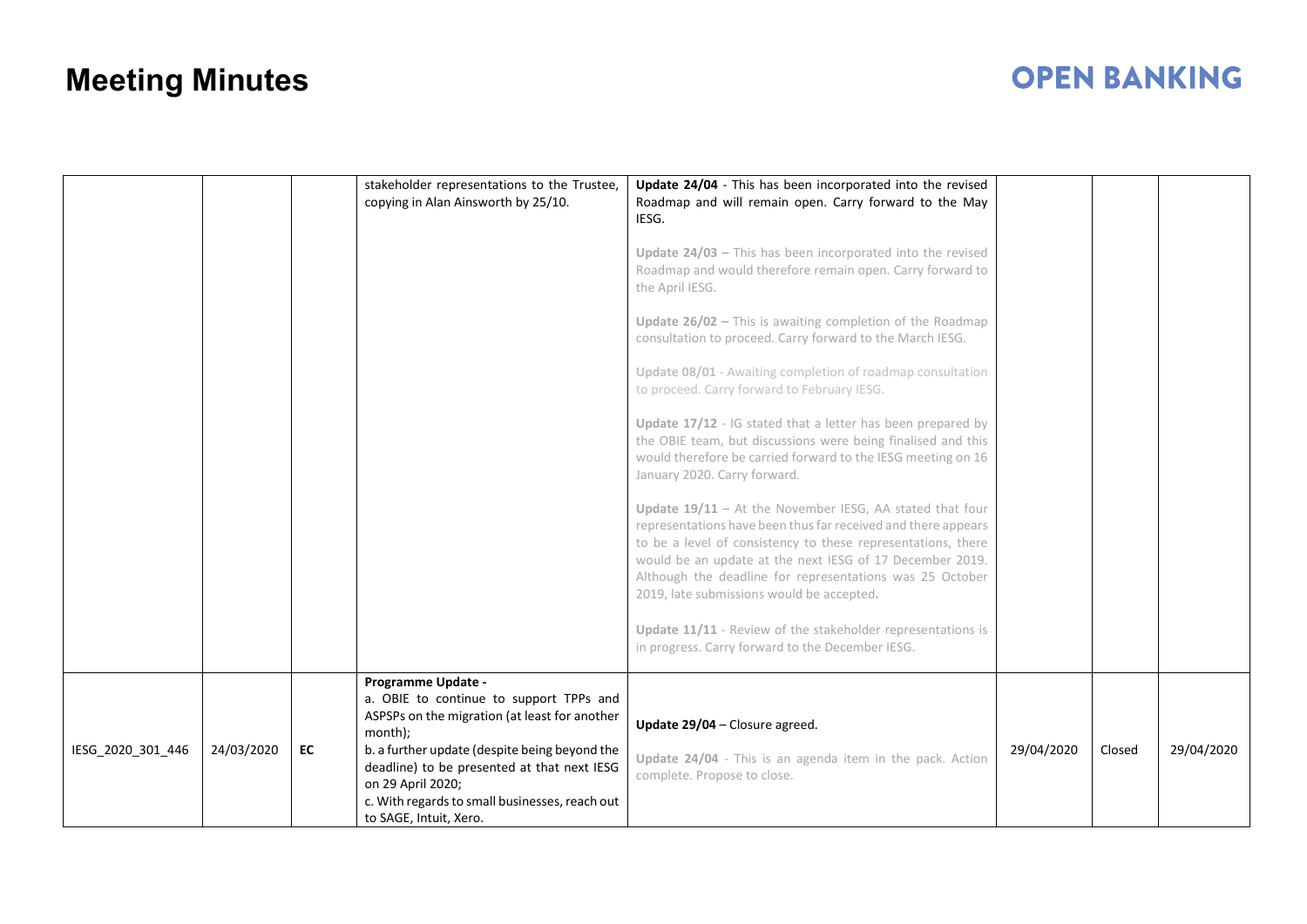# Meeting Minutes

| | | | | | | | |
|---|---|---|---|---|---|---|---|
| | | | stakeholder representations to the Trustee, copying in Alan Ainsworth by 25/10. | **Update 24/04** - This has been incorporated into the revised Roadmap and will remain open. Carry forward to the May IESG.<br><br>**Update 24/03 –** This has been incorporated into the revised Roadmap and would therefore remain open. Carry forward to the April IESG.<br><br>**Update 26/02 –** This is awaiting completion of the Roadmap consultation to proceed. Carry forward to the March IESG.<br><br>**Update 08/01** - Awaiting completion of roadmap consultation to proceed. Carry forward to February IESG.<br><br>**Update 17/12** - IG stated that a letter has been prepared by the OBIE team, but discussions were being finalised and this would therefore be carried forward to the IESG meeting on 16 January 2020. Carry forward.<br><br>**Update 19/11** – At the November IESG, AA stated that four representations have been thus far received and there appears to be a level of consistency to these representations, there would be an update at the next IESG of 17 December 2019. Although the deadline for representations was 25 October 2019, late submissions would be accepted.<br><br>**Update 11/11** - Review of the stakeholder representations is in progress. Carry forward to the December IESG. | | | |
| IESG_2020_301_446 | 24/03/2020 | **EC** | **Programme Update -**<br>a. OBIE to continue to support TPPs and ASPSPs on the migration (at least for another month);<br>b. a further update (despite being beyond the deadline) to be presented at that next IESG on 29 April 2020;<br>c. With regards to small businesses, reach out to SAGE, Intuit, Xero. | **Update 29/04** – Closure agreed.<br><br>**Update 24/04** - This is an agenda item in the pack. Action complete. Propose to close. | 29/04/2020 | Closed | 29/04/2020 |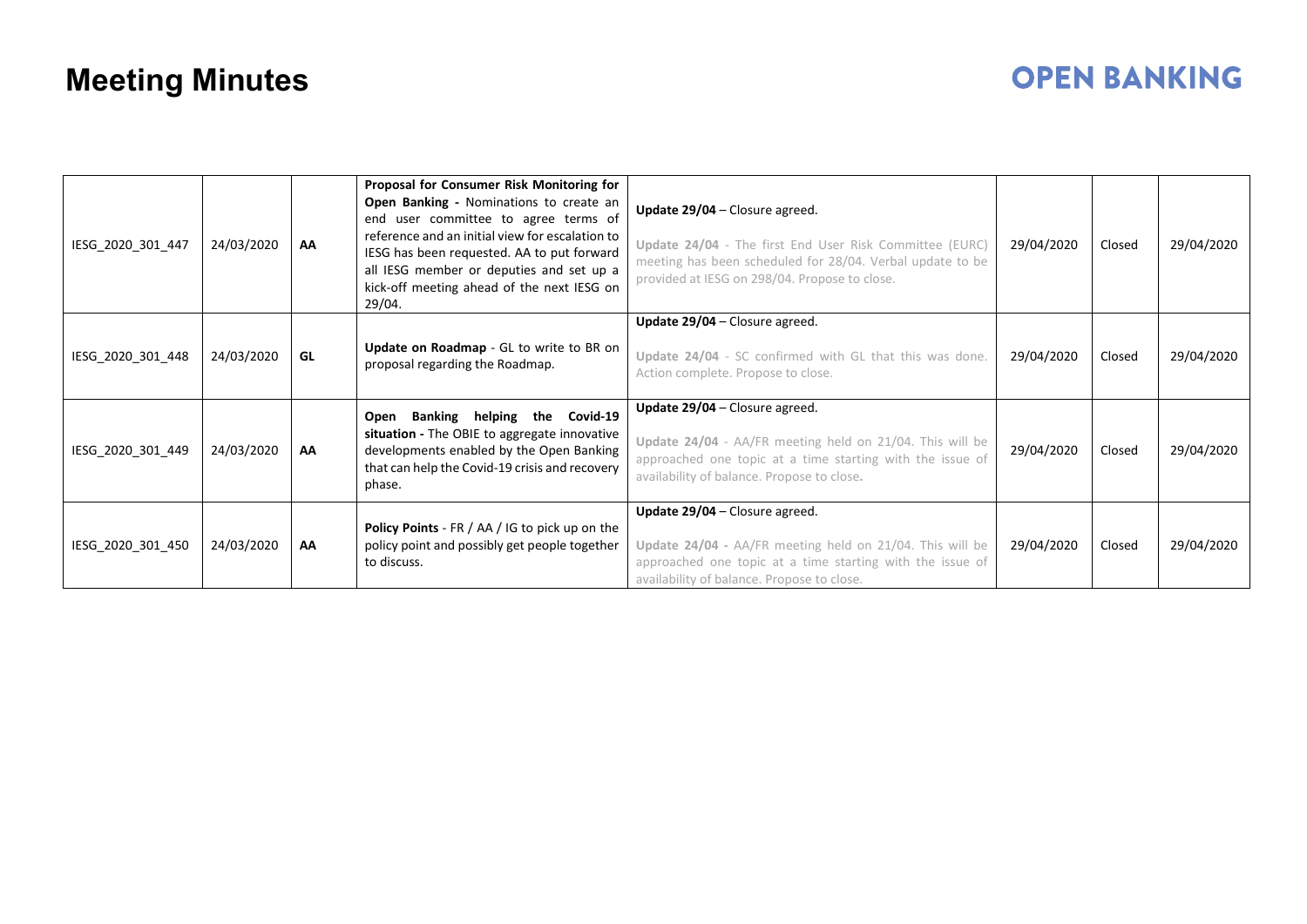# Meeting Minutes

| | | | | | | | |
|---|---|---|---|---|---|---|---|
| IESG_2020_301_447 | 24/03/2020 | **AA** | **Proposal for Consumer Risk Monitoring for Open Banking -** Nominations to create an end user committee to agree terms of reference and an initial view for escalation to IESG has been requested. AA to put forward all IESG member or deputies and set up a kick-off meeting ahead of the next IESG on 29/04. | **Update 29/04** – Closure agreed.<br><br>**Update 24/04** - The first End User Risk Committee (EURC) meeting has been scheduled for 28/04. Verbal update to be provided at IESG on 298/04. Propose to close. | 29/04/2020 | Closed | 29/04/2020 |
| IESG_2020_301_448 | 24/03/2020 | **GL** | **Update on Roadmap** - GL to write to BR on proposal regarding the Roadmap. | **Update 29/04** – Closure agreed.<br><br>**Update 24/04** - SC confirmed with GL that this was done. Action complete. Propose to close. | 29/04/2020 | Closed | 29/04/2020 |
| IESG_2020_301_449 | 24/03/2020 | **AA** | **Open Banking helping the Covid-19 situation -** The OBIE to aggregate innovative developments enabled by the Open Banking that can help the Covid-19 crisis and recovery phase. | **Update 29/04** – Closure agreed.<br><br>**Update 24/04** - AA/FR meeting held on 21/04. This will be approached one topic at a time starting with the issue of availability of balance. Propose to close. | 29/04/2020 | Closed | 29/04/2020 |
| IESG_2020_301_450 | 24/03/2020 | **AA** | **Policy Points** - FR / AA / IG to pick up on the policy point and possibly get people together to discuss. | **Update 29/04** – Closure agreed.<br><br>**Update 24/04** - AA/FR meeting held on 21/04. This will be approached one topic at a time starting with the issue of availability of balance. Propose to close. | 29/04/2020 | Closed | 29/04/2020 |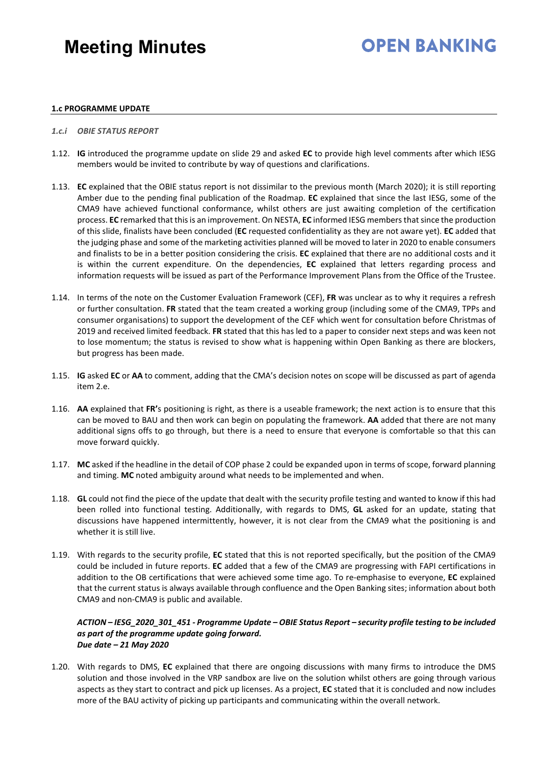**1.c PROGRAMME UPDATE**

*1.c.i OBIE STATUS REPORT*

1.12. **IG** introduced the programme update on slide 29 and asked **EC** to provide high level comments after which IESG members would be invited to contribute by way of questions and clarifications.

1.13. **EC** explained that the OBIE status report is not dissimilar to the previous month (March 2020); it is still reporting Amber due to the pending final publication of the Roadmap. **EC** explained that since the last IESG, some of the CMA9 have achieved functional conformance, whilst others are just awaiting completion of the certification process. **EC** remarked that this is an improvement. On NESTA, **EC** informed IESG members that since the production of this slide, finalists have been concluded (**EC** requested confidentiality as they are not aware yet). **EC** added that the judging phase and some of the marketing activities planned will be moved to later in 2020 to enable consumers and finalists to be in a better position considering the crisis. **EC** explained that there are no additional costs and it is within the current expenditure. On the dependencies, **EC** explained that letters regarding process and information requests will be issued as part of the Performance Improvement Plans from the Office of the Trustee.

1.14. In terms of the note on the Customer Evaluation Framework (CEF), **FR** was unclear as to why it requires a refresh or further consultation. **FR** stated that the team created a working group (including some of the CMA9, TPPs and consumer organisations) to support the development of the CEF which went for consultation before Christmas of 2019 and received limited feedback. **FR** stated that this has led to a paper to consider next steps and was keen not to lose momentum; the status is revised to show what is happening within Open Banking as there are blockers, but progress has been made.

1.15. **IG** asked **EC** or **AA** to comment, adding that the CMA's decision notes on scope will be discussed as part of agenda item 2.e.

1.16. **AA** explained that **FR'**s positioning is right, as there is a useable framework; the next action is to ensure that this can be moved to BAU and then work can begin on populating the framework. **AA** added that there are not many additional signs offs to go through, but there is a need to ensure that everyone is comfortable so that this can move forward quickly.

1.17. **MC** asked if the headline in the detail of COP phase 2 could be expanded upon in terms of scope, forward planning and timing. **MC** noted ambiguity around what needs to be implemented and when.

1.18. **GL** could not find the piece of the update that dealt with the security profile testing and wanted to know if this had been rolled into functional testing. Additionally, with regards to DMS, **GL** asked for an update, stating that discussions have happened intermittently, however, it is not clear from the CMA9 what the positioning is and whether it is still live.

1.19. With regards to the security profile, **EC** stated that this is not reported specifically, but the position of the CMA9 could be included in future reports. **EC** added that a few of the CMA9 are progressing with FAPI certifications in addition to the OB certifications that were achieved some time ago. To re-emphasise to everyone, **EC** explained that the current status is always available through confluence and the Open Banking sites; information about both CMA9 and non-CMA9 is public and available.

***ACTION – IESG_2020_301_451 - Programme Update – OBIE Status Report – security profile testing to be included as part of the programme update going forward.***
***Due date – 21 May 2020***

1.20. With regards to DMS, **EC** explained that there are ongoing discussions with many firms to introduce the DMS solution and those involved in the VRP sandbox are live on the solution whilst others are going through various aspects as they start to contract and pick up licenses. As a project, **EC** stated that it is concluded and now includes more of the BAU activity of picking up participants and communicating within the overall network.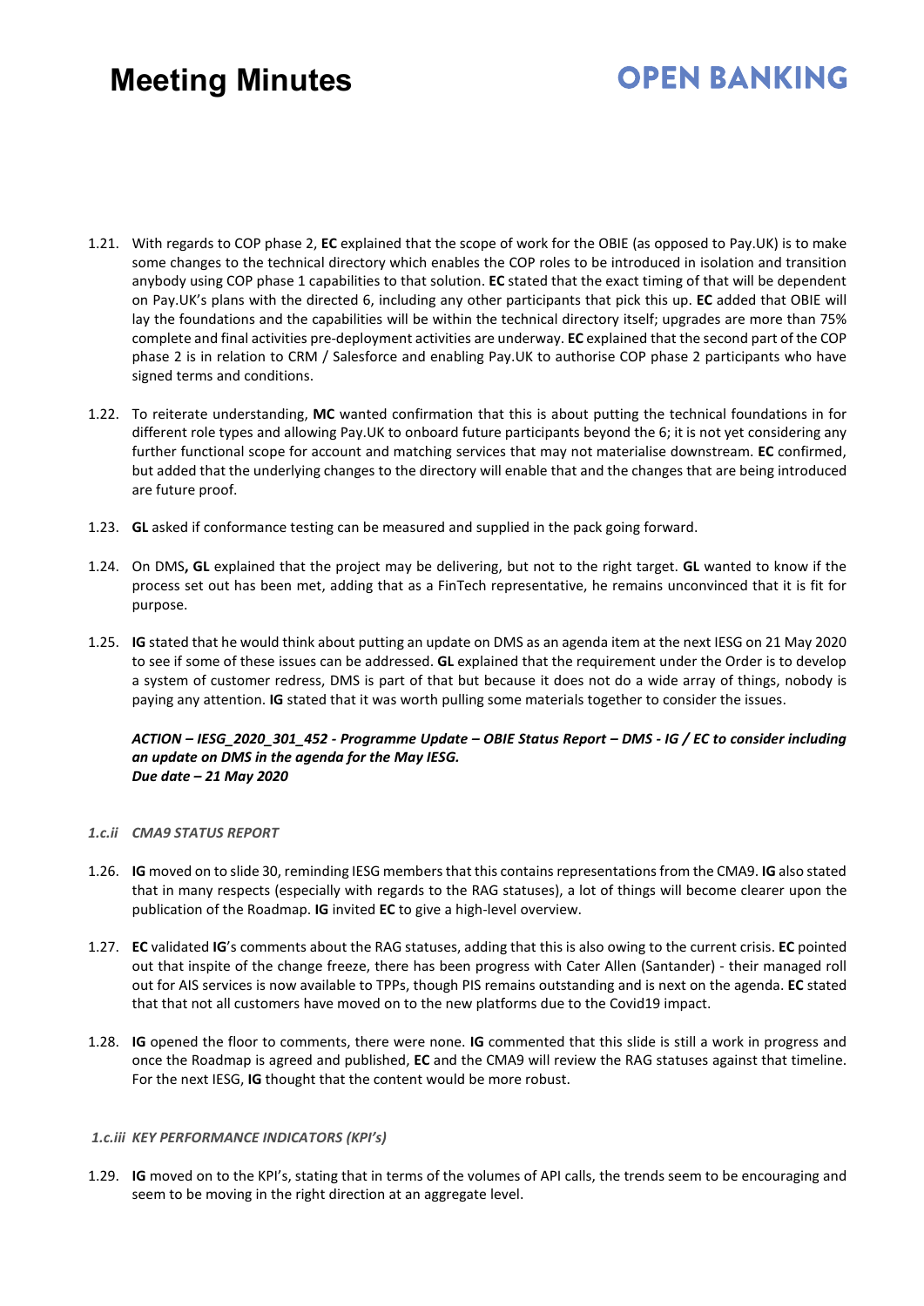1.21. With regards to COP phase 2, **EC** explained that the scope of work for the OBIE (as opposed to Pay.UK) is to make some changes to the technical directory which enables the COP roles to be introduced in isolation and transition anybody using COP phase 1 capabilities to that solution. **EC** stated that the exact timing of that will be dependent on Pay.UK's plans with the directed 6, including any other participants that pick this up. **EC** added that OBIE will lay the foundations and the capabilities will be within the technical directory itself; upgrades are more than 75% complete and final activities pre-deployment activities are underway. **EC** explained that the second part of the COP phase 2 is in relation to CRM / Salesforce and enabling Pay.UK to authorise COP phase 2 participants who have signed terms and conditions.

1.22. To reiterate understanding, **MC** wanted confirmation that this is about putting the technical foundations in for different role types and allowing Pay.UK to onboard future participants beyond the 6; it is not yet considering any further functional scope for account and matching services that may not materialise downstream. **EC** confirmed, but added that the underlying changes to the directory will enable that and the changes that are being introduced are future proof.

1.23. **GL** asked if conformance testing can be measured and supplied in the pack going forward.

1.24. On DMS**, GL** explained that the project may be delivering, but not to the right target. **GL** wanted to know if the process set out has been met, adding that as a FinTech representative, he remains unconvinced that it is fit for purpose.

1.25. **IG** stated that he would think about putting an update on DMS as an agenda item at the next IESG on 21 May 2020 to see if some of these issues can be addressed. **GL** explained that the requirement under the Order is to develop a system of customer redress, DMS is part of that but because it does not do a wide array of things, nobody is paying any attention. **IG** stated that it was worth pulling some materials together to consider the issues.

***ACTION – IESG_2020_301_452 - Programme Update – OBIE Status Report – DMS - IG / EC to consider including an update on DMS in the agenda for the May IESG.***
***Due date – 21 May 2020***

*1.c.ii CMA9 STATUS REPORT*

1.26. **IG** moved on to slide 30, reminding IESG members that this contains representations from the CMA9. **IG** also stated that in many respects (especially with regards to the RAG statuses), a lot of things will become clearer upon the publication of the Roadmap. **IG** invited **EC** to give a high-level overview.

1.27. **EC** validated **IG**'s comments about the RAG statuses, adding that this is also owing to the current crisis. **EC** pointed out that inspite of the change freeze, there has been progress with Cater Allen (Santander) - their managed roll out for AIS services is now available to TPPs, though PIS remains outstanding and is next on the agenda. **EC** stated that that not all customers have moved on to the new platforms due to the Covid19 impact.

1.28. **IG** opened the floor to comments, there were none. **IG** commented that this slide is still a work in progress and once the Roadmap is agreed and published, **EC** and the CMA9 will review the RAG statuses against that timeline. For the next IESG, **IG** thought that the content would be more robust.

*1.c.iii KEY PERFORMANCE INDICATORS (KPI's)*

1.29. **IG** moved on to the KPI's, stating that in terms of the volumes of API calls, the trends seem to be encouraging and seem to be moving in the right direction at an aggregate level.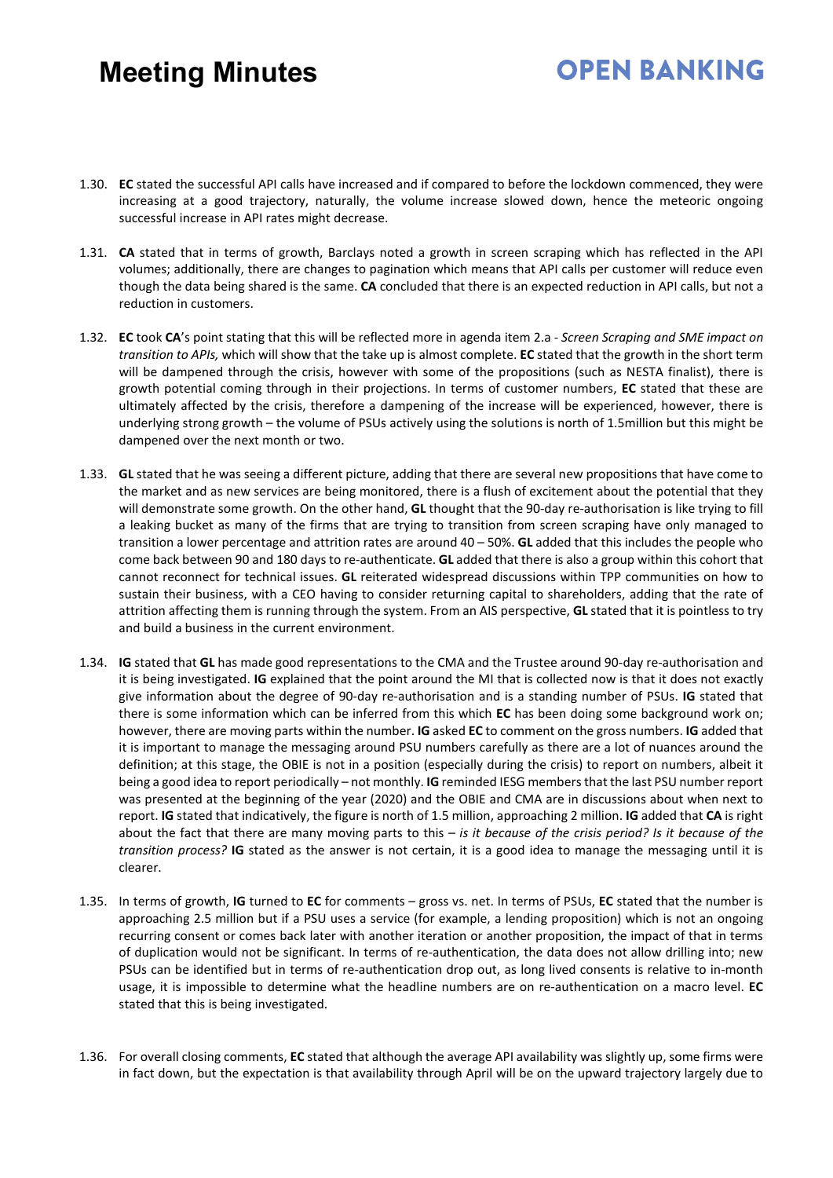1.30. **EC** stated the successful API calls have increased and if compared to before the lockdown commenced, they were increasing at a good trajectory, naturally, the volume increase slowed down, hence the meteoric ongoing successful increase in API rates might decrease.

1.31. **CA** stated that in terms of growth, Barclays noted a growth in screen scraping which has reflected in the API volumes; additionally, there are changes to pagination which means that API calls per customer will reduce even though the data being shared is the same. **CA** concluded that there is an expected reduction in API calls, but not a reduction in customers.

1.32. **EC** took **CA**'s point stating that this will be reflected more in agenda item 2.a - *Screen Scraping and SME impact on transition to APIs,* which will show that the take up is almost complete. **EC** stated that the growth in the short term will be dampened through the crisis, however with some of the propositions (such as NESTA finalist), there is growth potential coming through in their projections. In terms of customer numbers, **EC** stated that these are ultimately affected by the crisis, therefore a dampening of the increase will be experienced, however, there is underlying strong growth – the volume of PSUs actively using the solutions is north of 1.5million but this might be dampened over the next month or two.

1.33. **GL** stated that he was seeing a different picture, adding that there are several new propositions that have come to the market and as new services are being monitored, there is a flush of excitement about the potential that they will demonstrate some growth. On the other hand, **GL** thought that the 90-day re-authorisation is like trying to fill a leaking bucket as many of the firms that are trying to transition from screen scraping have only managed to transition a lower percentage and attrition rates are around 40 – 50%. **GL** added that this includes the people who come back between 90 and 180 days to re-authenticate. **GL** added that there is also a group within this cohort that cannot reconnect for technical issues. **GL** reiterated widespread discussions within TPP communities on how to sustain their business, with a CEO having to consider returning capital to shareholders, adding that the rate of attrition affecting them is running through the system. From an AIS perspective, **GL** stated that it is pointless to try and build a business in the current environment.

1.34. **IG** stated that **GL** has made good representations to the CMA and the Trustee around 90-day re-authorisation and it is being investigated. **IG** explained that the point around the MI that is collected now is that it does not exactly give information about the degree of 90-day re-authorisation and is a standing number of PSUs. **IG** stated that there is some information which can be inferred from this which **EC** has been doing some background work on; however, there are moving parts within the number. **IG** asked **EC** to comment on the gross numbers. **IG** added that it is important to manage the messaging around PSU numbers carefully as there are a lot of nuances around the definition; at this stage, the OBIE is not in a position (especially during the crisis) to report on numbers, albeit it being a good idea to report periodically – not monthly. **IG** reminded IESG members that the last PSU number report was presented at the beginning of the year (2020) and the OBIE and CMA are in discussions about when next to report. **IG** stated that indicatively, the figure is north of 1.5 million, approaching 2 million. **IG** added that **CA** is right about the fact that there are many moving parts to this – *is it because of the crisis period? Is it because of the transition process?* **IG** stated as the answer is not certain, it is a good idea to manage the messaging until it is clearer.

1.35. In terms of growth, **IG** turned to **EC** for comments – gross vs. net. In terms of PSUs, **EC** stated that the number is approaching 2.5 million but if a PSU uses a service (for example, a lending proposition) which is not an ongoing recurring consent or comes back later with another iteration or another proposition, the impact of that in terms of duplication would not be significant. In terms of re-authentication, the data does not allow drilling into; new PSUs can be identified but in terms of re-authentication drop out, as long lived consents is relative to in-month usage, it is impossible to determine what the headline numbers are on re-authentication on a macro level. **EC** stated that this is being investigated.

1.36. For overall closing comments, **EC** stated that although the average API availability was slightly up, some firms were in fact down, but the expectation is that availability through April will be on the upward trajectory largely due to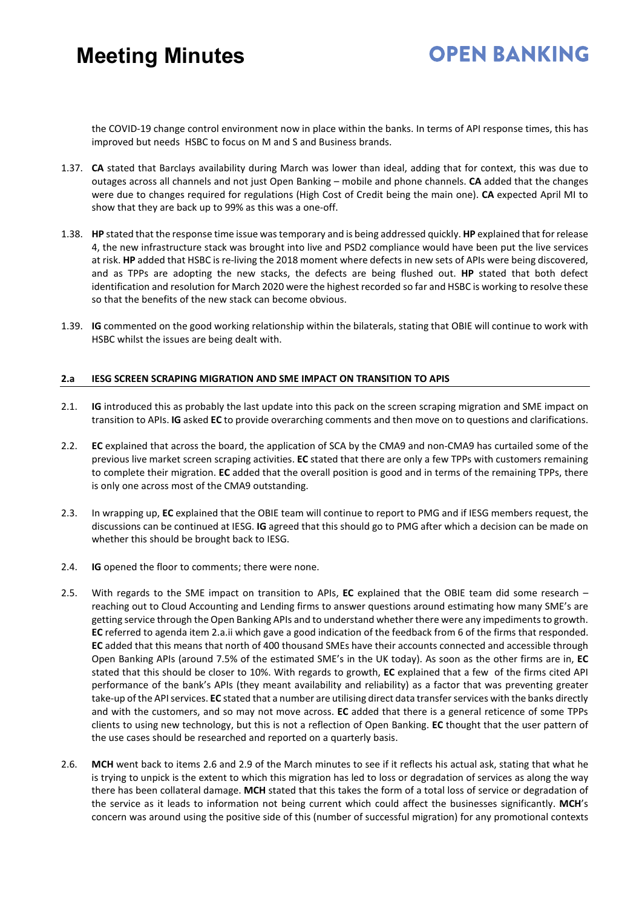the COVID-19 change control environment now in place within the banks. In terms of API response times, this has improved but needs HSBC to focus on M and S and Business brands.

1.37. **CA** stated that Barclays availability during March was lower than ideal, adding that for context, this was due to outages across all channels and not just Open Banking – mobile and phone channels. **CA** added that the changes were due to changes required for regulations (High Cost of Credit being the main one). **CA** expected April MI to show that they are back up to 99% as this was a one-off.

1.38. **HP** stated that the response time issue was temporary and is being addressed quickly. **HP** explained that for release 4, the new infrastructure stack was brought into live and PSD2 compliance would have been put the live services at risk. **HP** added that HSBC is re-living the 2018 moment where defects in new sets of APIs were being discovered, and as TPPs are adopting the new stacks, the defects are being flushed out. **HP** stated that both defect identification and resolution for March 2020 were the highest recorded so far and HSBC is working to resolve these so that the benefits of the new stack can become obvious.

1.39. **IG** commented on the good working relationship within the bilaterals, stating that OBIE will continue to work with HSBC whilst the issues are being dealt with.

## 2.a IESG SCREEN SCRAPING MIGRATION AND SME IMPACT ON TRANSITION TO APIS

2.1. **IG** introduced this as probably the last update into this pack on the screen scraping migration and SME impact on transition to APIs. **IG** asked **EC** to provide overarching comments and then move on to questions and clarifications.

2.2. **EC** explained that across the board, the application of SCA by the CMA9 and non-CMA9 has curtailed some of the previous live market screen scraping activities. **EC** stated that there are only a few TPPs with customers remaining to complete their migration. **EC** added that the overall position is good and in terms of the remaining TPPs, there is only one across most of the CMA9 outstanding.

2.3. In wrapping up, **EC** explained that the OBIE team will continue to report to PMG and if IESG members request, the discussions can be continued at IESG. **IG** agreed that this should go to PMG after which a decision can be made on whether this should be brought back to IESG.

2.4. **IG** opened the floor to comments; there were none.

2.5. With regards to the SME impact on transition to APIs, **EC** explained that the OBIE team did some research – reaching out to Cloud Accounting and Lending firms to answer questions around estimating how many SME's are getting service through the Open Banking APIs and to understand whether there were any impediments to growth. **EC** referred to agenda item 2.a.ii which gave a good indication of the feedback from 6 of the firms that responded. **EC** added that this means that north of 400 thousand SMEs have their accounts connected and accessible through Open Banking APIs (around 7.5% of the estimated SME's in the UK today). As soon as the other firms are in, **EC** stated that this should be closer to 10%. With regards to growth, **EC** explained that a few of the firms cited API performance of the bank's APIs (they meant availability and reliability) as a factor that was preventing greater take-up of the API services. **EC** stated that a number are utilising direct data transfer services with the banks directly and with the customers, and so may not move across. **EC** added that there is a general reticence of some TPPs clients to using new technology, but this is not a reflection of Open Banking. **EC** thought that the user pattern of the use cases should be researched and reported on a quarterly basis.

2.6. **MCH** went back to items 2.6 and 2.9 of the March minutes to see if it reflects his actual ask, stating that what he is trying to unpick is the extent to which this migration has led to loss or degradation of services as along the way there has been collateral damage. **MCH** stated that this takes the form of a total loss of service or degradation of the service as it leads to information not being current which could affect the businesses significantly. **MCH**'s concern was around using the positive side of this (number of successful migration) for any promotional contexts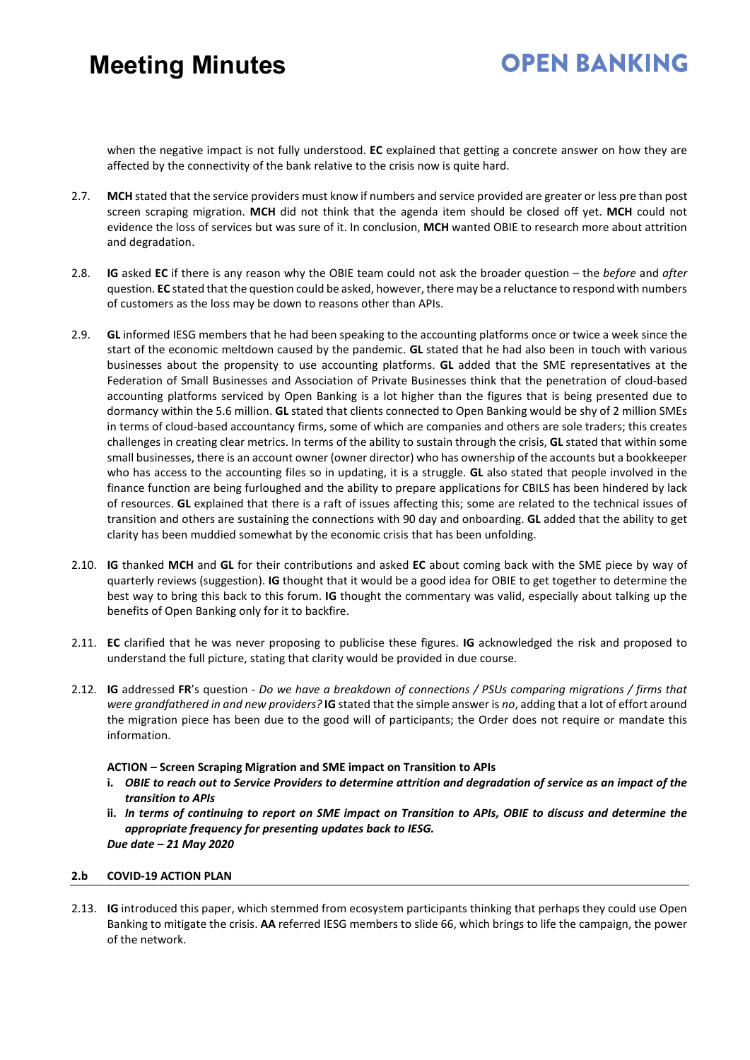when the negative impact is not fully understood. **EC** explained that getting a concrete answer on how they are affected by the connectivity of the bank relative to the crisis now is quite hard.

2.7. **MCH** stated that the service providers must know if numbers and service provided are greater or less pre than post screen scraping migration. **MCH** did not think that the agenda item should be closed off yet. **MCH** could not evidence the loss of services but was sure of it. In conclusion, **MCH** wanted OBIE to research more about attrition and degradation.

2.8. **IG** asked **EC** if there is any reason why the OBIE team could not ask the broader question – the *before* and *after* question. **EC** stated that the question could be asked, however, there may be a reluctance to respond with numbers of customers as the loss may be down to reasons other than APIs.

2.9. **GL** informed IESG members that he had been speaking to the accounting platforms once or twice a week since the start of the economic meltdown caused by the pandemic. **GL** stated that he had also been in touch with various businesses about the propensity to use accounting platforms. **GL** added that the SME representatives at the Federation of Small Businesses and Association of Private Businesses think that the penetration of cloud-based accounting platforms serviced by Open Banking is a lot higher than the figures that is being presented due to dormancy within the 5.6 million. **GL** stated that clients connected to Open Banking would be shy of 2 million SMEs in terms of cloud-based accountancy firms, some of which are companies and others are sole traders; this creates challenges in creating clear metrics. In terms of the ability to sustain through the crisis, **GL** stated that within some small businesses, there is an account owner (owner director) who has ownership of the accounts but a bookkeeper who has access to the accounting files so in updating, it is a struggle. **GL** also stated that people involved in the finance function are being furloughed and the ability to prepare applications for CBILS has been hindered by lack of resources. **GL** explained that there is a raft of issues affecting this; some are related to the technical issues of transition and others are sustaining the connections with 90 day and onboarding. **GL** added that the ability to get clarity has been muddied somewhat by the economic crisis that has been unfolding.

2.10. **IG** thanked **MCH** and **GL** for their contributions and asked **EC** about coming back with the SME piece by way of quarterly reviews (suggestion). **IG** thought that it would be a good idea for OBIE to get together to determine the best way to bring this back to this forum. **IG** thought the commentary was valid, especially about talking up the benefits of Open Banking only for it to backfire.

2.11. **EC** clarified that he was never proposing to publicise these figures. **IG** acknowledged the risk and proposed to understand the full picture, stating that clarity would be provided in due course.

2.12. **IG** addressed **FR**'s question - *Do we have a breakdown of connections / PSUs comparing migrations / firms that were grandfathered in and new providers?* **IG** stated that the simple answer is *no*, adding that a lot of effort around the migration piece has been due to the good will of participants; the Order does not require or mandate this information.

**ACTION – Screen Scraping Migration and SME impact on Transition to APIs**

i. ***OBIE to reach out to Service Providers to determine attrition and degradation of service as an impact of the transition to APIs***

ii. ***In terms of continuing to report on SME impact on Transition to APIs, OBIE to discuss and determine the appropriate frequency for presenting updates back to IESG.***

***Due date – 21 May 2020***

### 2.b COVID-19 ACTION PLAN

2.13. **IG** introduced this paper, which stemmed from ecosystem participants thinking that perhaps they could use Open Banking to mitigate the crisis. **AA** referred IESG members to slide 66, which brings to life the campaign, the power of the network.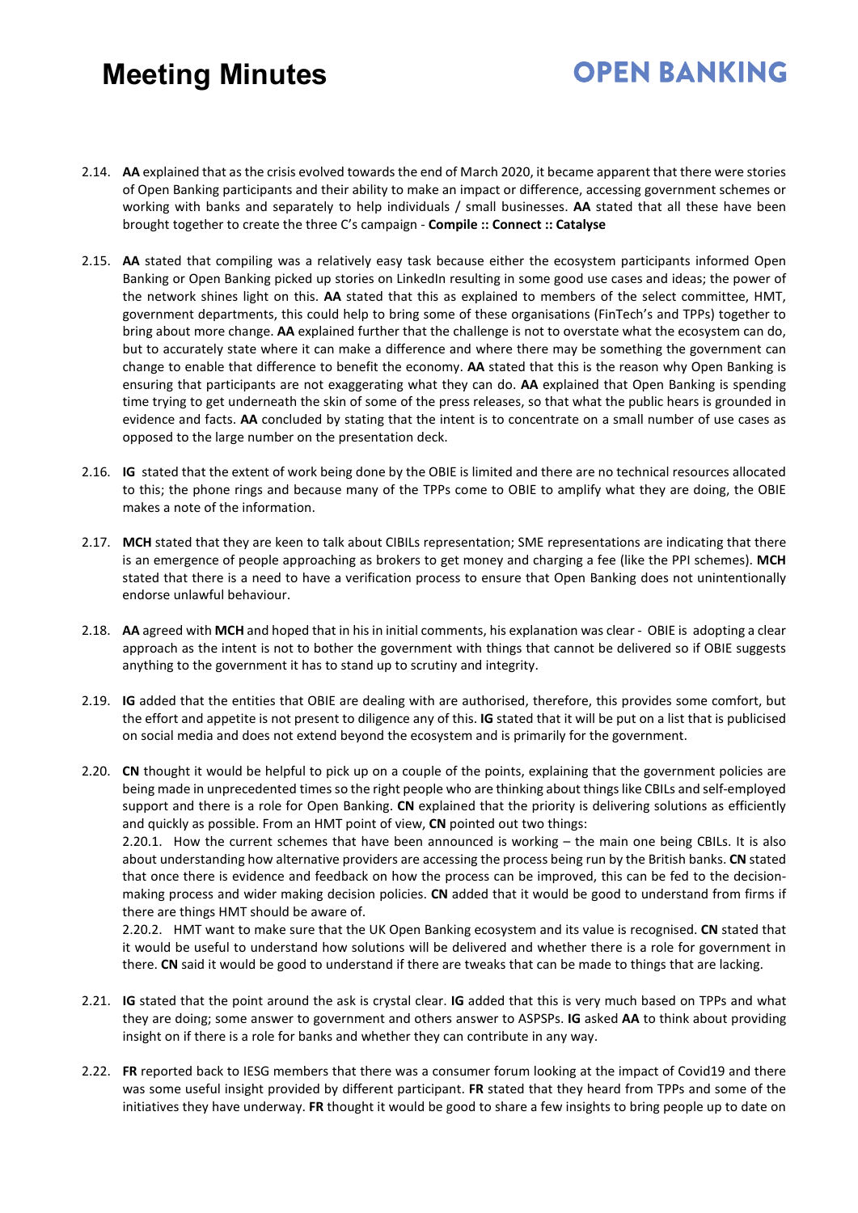2.14. **AA** explained that as the crisis evolved towards the end of March 2020, it became apparent that there were stories of Open Banking participants and their ability to make an impact or difference, accessing government schemes or working with banks and separately to help individuals / small businesses. **AA** stated that all these have been brought together to create the three C's campaign - **Compile :: Connect :: Catalyse**

2.15. **AA** stated that compiling was a relatively easy task because either the ecosystem participants informed Open Banking or Open Banking picked up stories on LinkedIn resulting in some good use cases and ideas; the power of the network shines light on this. **AA** stated that this as explained to members of the select committee, HMT, government departments, this could help to bring some of these organisations (FinTech's and TPPs) together to bring about more change. **AA** explained further that the challenge is not to overstate what the ecosystem can do, but to accurately state where it can make a difference and where there may be something the government can change to enable that difference to benefit the economy. **AA** stated that this is the reason why Open Banking is ensuring that participants are not exaggerating what they can do. **AA** explained that Open Banking is spending time trying to get underneath the skin of some of the press releases, so that what the public hears is grounded in evidence and facts. **AA** concluded by stating that the intent is to concentrate on a small number of use cases as opposed to the large number on the presentation deck.

2.16. **IG** stated that the extent of work being done by the OBIE is limited and there are no technical resources allocated to this; the phone rings and because many of the TPPs come to OBIE to amplify what they are doing, the OBIE makes a note of the information.

2.17. **MCH** stated that they are keen to talk about CIBILs representation; SME representations are indicating that there is an emergence of people approaching as brokers to get money and charging a fee (like the PPI schemes). **MCH** stated that there is a need to have a verification process to ensure that Open Banking does not unintentionally endorse unlawful behaviour.

2.18. **AA** agreed with **MCH** and hoped that in his initial comments, his explanation was clear - OBIE is adopting a clear approach as the intent is not to bother the government with things that cannot be delivered so if OBIE suggests anything to the government it has to stand up to scrutiny and integrity.

2.19. **IG** added that the entities that OBIE are dealing with are authorised, therefore, this provides some comfort, but the effort and appetite is not present to diligence any of this. **IG** stated that it will be put on a list that is publicised on social media and does not extend beyond the ecosystem and is primarily for the government.

2.20. **CN** thought it would be helpful to pick up on a couple of the points, explaining that the government policies are being made in unprecedented times so the right people who are thinking about things like CBILs and self-employed support and there is a role for Open Banking. **CN** explained that the priority is delivering solutions as efficiently and quickly as possible. From an HMT point of view, **CN** pointed out two things:

2.20.1. How the current schemes that have been announced is working – the main one being CBILs. It is also about understanding how alternative providers are accessing the process being run by the British banks. **CN** stated that once there is evidence and feedback on how the process can be improved, this can be fed to the decision-making process and wider making decision policies. **CN** added that it would be good to understand from firms if there are things HMT should be aware of.

2.20.2. HMT want to make sure that the UK Open Banking ecosystem and its value is recognised. **CN** stated that it would be useful to understand how solutions will be delivered and whether there is a role for government in there. **CN** said it would be good to understand if there are tweaks that can be made to things that are lacking.

2.21. **IG** stated that the point around the ask is crystal clear. **IG** added that this is very much based on TPPs and what they are doing; some answer to government and others answer to ASPSPs. **IG** asked **AA** to think about providing insight on if there is a role for banks and whether they can contribute in any way.

2.22. **FR** reported back to IESG members that there was a consumer forum looking at the impact of Covid19 and there was some useful insight provided by different participant. **FR** stated that they heard from TPPs and some of the initiatives they have underway. **FR** thought it would be good to share a few insights to bring people up to date on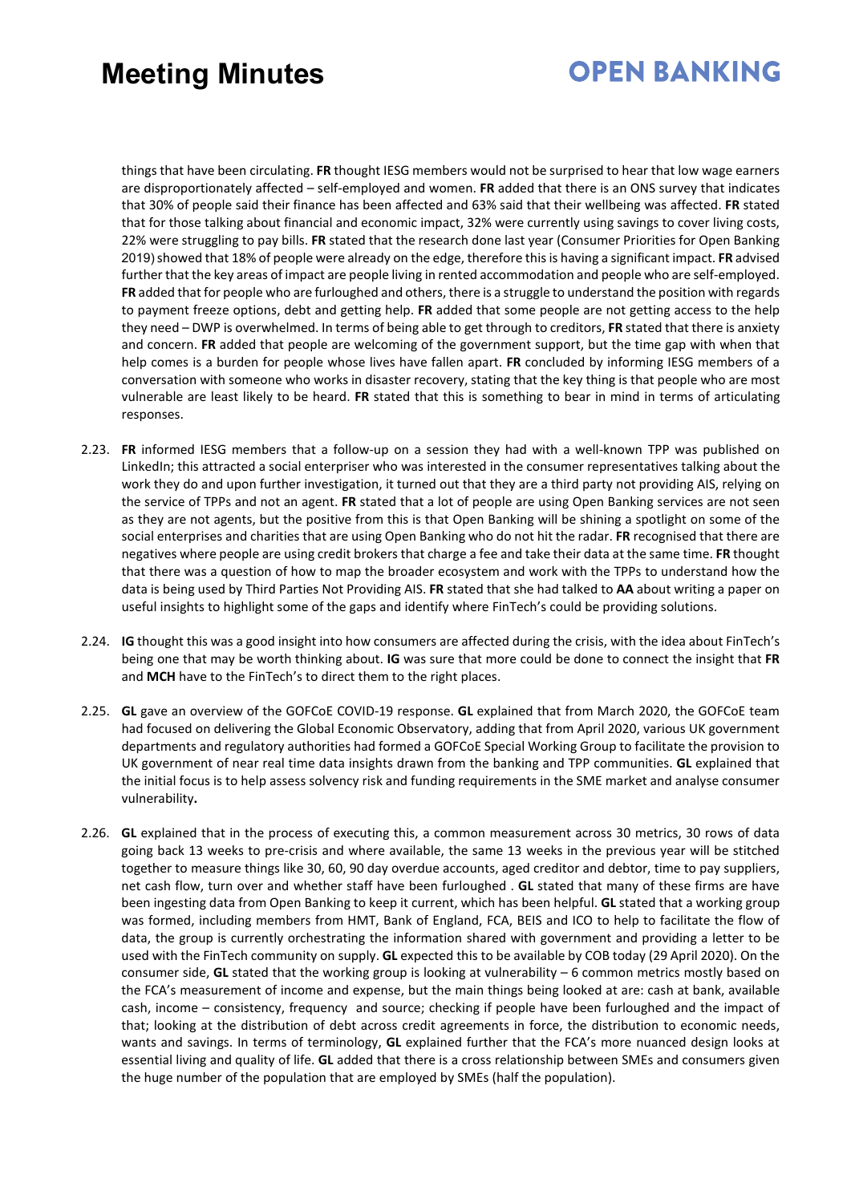things that have been circulating. **FR** thought IESG members would not be surprised to hear that low wage earners are disproportionately affected – self-employed and women. **FR** added that there is an ONS survey that indicates that 30% of people said their finance has been affected and 63% said that their wellbeing was affected. **FR** stated that for those talking about financial and economic impact, 32% were currently using savings to cover living costs, 22% were struggling to pay bills. **FR** stated that the research done last year (Consumer Priorities for Open Banking 2019) showed that 18% of people were already on the edge, therefore this is having a significant impact. **FR** advised further that the key areas of impact are people living in rented accommodation and people who are self-employed. **FR** added that for people who are furloughed and others, there is a struggle to understand the position with regards to payment freeze options, debt and getting help. **FR** added that some people are not getting access to the help they need – DWP is overwhelmed. In terms of being able to get through to creditors, **FR** stated that there is anxiety and concern. **FR** added that people are welcoming of the government support, but the time gap with when that help comes is a burden for people whose lives have fallen apart. **FR** concluded by informing IESG members of a conversation with someone who works in disaster recovery, stating that the key thing is that people who are most vulnerable are least likely to be heard. **FR** stated that this is something to bear in mind in terms of articulating responses.

2.23. **FR** informed IESG members that a follow-up on a session they had with a well-known TPP was published on LinkedIn; this attracted a social enterpriser who was interested in the consumer representatives talking about the work they do and upon further investigation, it turned out that they are a third party not providing AIS, relying on the service of TPPs and not an agent. **FR** stated that a lot of people are using Open Banking services are not seen as they are not agents, but the positive from this is that Open Banking will be shining a spotlight on some of the social enterprises and charities that are using Open Banking who do not hit the radar. **FR** recognised that there are negatives where people are using credit brokers that charge a fee and take their data at the same time. **FR** thought that there was a question of how to map the broader ecosystem and work with the TPPs to understand how the data is being used by Third Parties Not Providing AIS. **FR** stated that she had talked to **AA** about writing a paper on useful insights to highlight some of the gaps and identify where FinTech's could be providing solutions.

2.24. **IG** thought this was a good insight into how consumers are affected during the crisis, with the idea about FinTech's being one that may be worth thinking about. **IG** was sure that more could be done to connect the insight that **FR** and **MCH** have to the FinTech's to direct them to the right places.

2.25. **GL** gave an overview of the GOFCoE COVID-19 response. **GL** explained that from March 2020, the GOFCoE team had focused on delivering the Global Economic Observatory, adding that from April 2020, various UK government departments and regulatory authorities had formed a GOFCoE Special Working Group to facilitate the provision to UK government of near real time data insights drawn from the banking and TPP communities. **GL** explained that the initial focus is to help assess solvency risk and funding requirements in the SME market and analyse consumer vulnerability**.**

2.26. **GL** explained that in the process of executing this, a common measurement across 30 metrics, 30 rows of data going back 13 weeks to pre-crisis and where available, the same 13 weeks in the previous year will be stitched together to measure things like 30, 60, 90 day overdue accounts, aged creditor and debtor, time to pay suppliers, net cash flow, turn over and whether staff have been furloughed . **GL** stated that many of these firms are have been ingesting data from Open Banking to keep it current, which has been helpful. **GL** stated that a working group was formed, including members from HMT, Bank of England, FCA, BEIS and ICO to help to facilitate the flow of data, the group is currently orchestrating the information shared with government and providing a letter to be used with the FinTech community on supply. **GL** expected this to be available by COB today (29 April 2020). On the consumer side, **GL** stated that the working group is looking at vulnerability – 6 common metrics mostly based on the FCA's measurement of income and expense, but the main things being looked at are: cash at bank, available cash, income – consistency, frequency and source; checking if people have been furloughed and the impact of that; looking at the distribution of debt across credit agreements in force, the distribution to economic needs, wants and savings. In terms of terminology, **GL** explained further that the FCA's more nuanced design looks at essential living and quality of life. **GL** added that there is a cross relationship between SMEs and consumers given the huge number of the population that are employed by SMEs (half the population).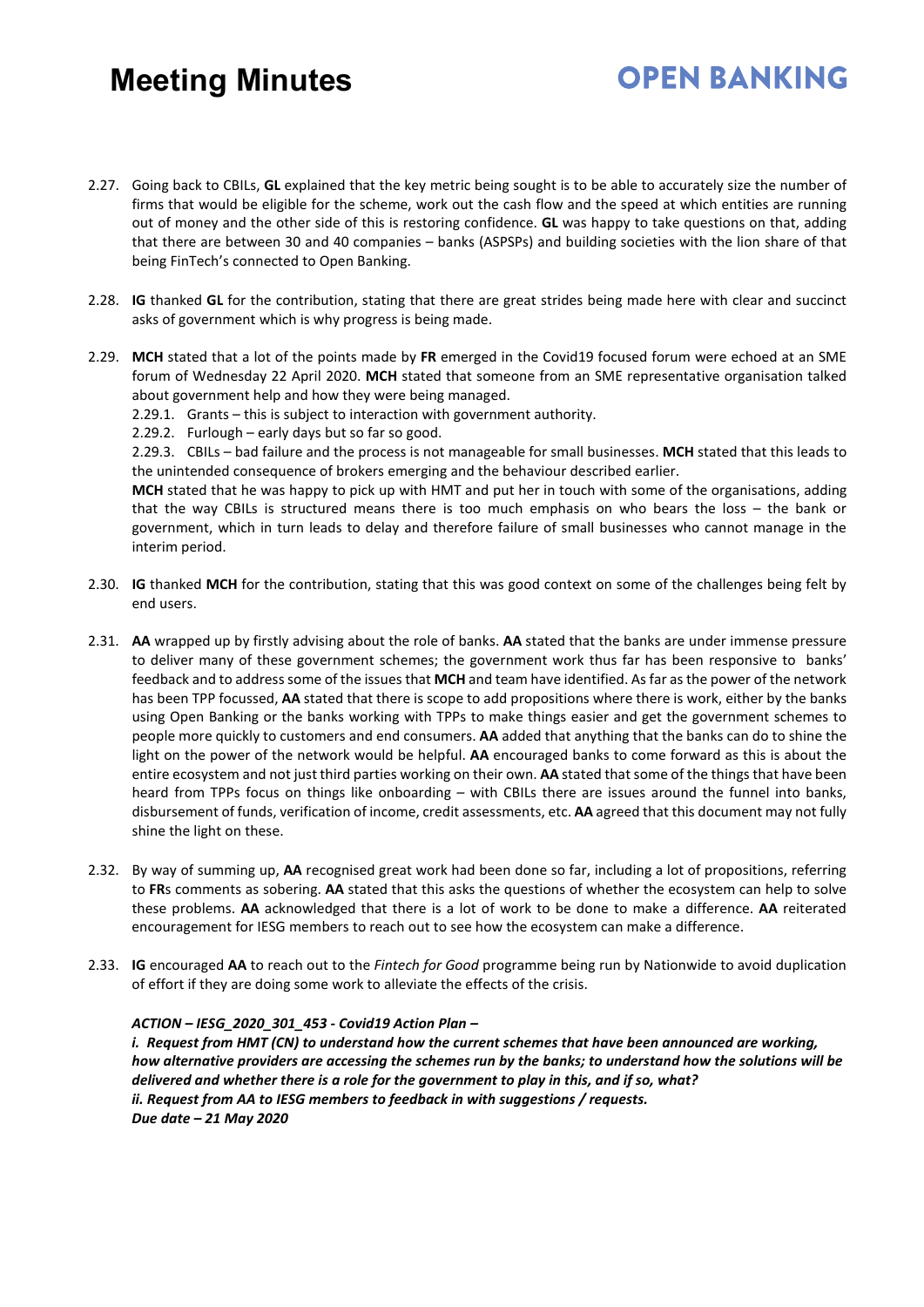2.27. Going back to CBILs, **GL** explained that the key metric being sought is to be able to accurately size the number of firms that would be eligible for the scheme, work out the cash flow and the speed at which entities are running out of money and the other side of this is restoring confidence. **GL** was happy to take questions on that, adding that there are between 30 and 40 companies – banks (ASPSPs) and building societies with the lion share of that being FinTech's connected to Open Banking.

2.28. **IG** thanked **GL** for the contribution, stating that there are great strides being made here with clear and succinct asks of government which is why progress is being made.

2.29. **MCH** stated that a lot of the points made by **FR** emerged in the Covid19 focused forum were echoed at an SME forum of Wednesday 22 April 2020. **MCH** stated that someone from an SME representative organisation talked about government help and how they were being managed.

2.29.1. Grants – this is subject to interaction with government authority.

2.29.2. Furlough – early days but so far so good.

2.29.3. CBILs – bad failure and the process is not manageable for small businesses. **MCH** stated that this leads to the unintended consequence of brokers emerging and the behaviour described earlier.

**MCH** stated that he was happy to pick up with HMT and put her in touch with some of the organisations, adding that the way CBILs is structured means there is too much emphasis on who bears the loss – the bank or government, which in turn leads to delay and therefore failure of small businesses who cannot manage in the interim period.

2.30. **IG** thanked **MCH** for the contribution, stating that this was good context on some of the challenges being felt by end users.

2.31. **AA** wrapped up by firstly advising about the role of banks. **AA** stated that the banks are under immense pressure to deliver many of these government schemes; the government work thus far has been responsive to banks' feedback and to address some of the issues that **MCH** and team have identified. As far as the power of the network has been TPP focussed, **AA** stated that there is scope to add propositions where there is work, either by the banks using Open Banking or the banks working with TPPs to make things easier and get the government schemes to people more quickly to customers and end consumers. **AA** added that anything that the banks can do to shine the light on the power of the network would be helpful. **AA** encouraged banks to come forward as this is about the entire ecosystem and not just third parties working on their own. **AA** stated that some of the things that have been heard from TPPs focus on things like onboarding – with CBILs there are issues around the funnel into banks, disbursement of funds, verification of income, credit assessments, etc. **AA** agreed that this document may not fully shine the light on these.

2.32. By way of summing up, **AA** recognised great work had been done so far, including a lot of propositions, referring to **FR**s comments as sobering. **AA** stated that this asks the questions of whether the ecosystem can help to solve these problems. **AA** acknowledged that there is a lot of work to be done to make a difference. **AA** reiterated encouragement for IESG members to reach out to see how the ecosystem can make a difference.

2.33. **IG** encouraged **AA** to reach out to the *Fintech for Good* programme being run by Nationwide to avoid duplication of effort if they are doing some work to alleviate the effects of the crisis.

***ACTION – IESG_2020_301_453 - Covid19 Action Plan –***
***i. Request from HMT (CN) to understand how the current schemes that have been announced are working, how alternative providers are accessing the schemes run by the banks; to understand how the solutions will be delivered and whether there is a role for the government to play in this, and if so, what?***
***ii. Request from AA to IESG members to feedback in with suggestions / requests.***
***Due date – 21 May 2020***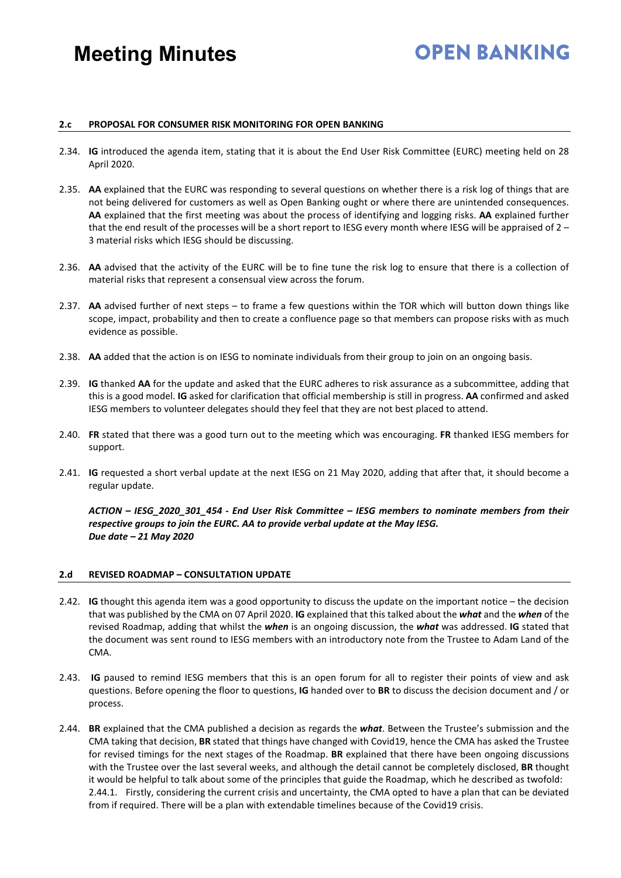#### 2.c PROPOSAL FOR CONSUMER RISK MONITORING FOR OPEN BANKING

2.34. **IG** introduced the agenda item, stating that it is about the End User Risk Committee (EURC) meeting held on 28 April 2020.

2.35. **AA** explained that the EURC was responding to several questions on whether there is a risk log of things that are not being delivered for customers as well as Open Banking ought or where there are unintended consequences. **AA** explained that the first meeting was about the process of identifying and logging risks. **AA** explained further that the end result of the processes will be a short report to IESG every month where IESG will be appraised of 2 – 3 material risks which IESG should be discussing.

2.36. **AA** advised that the activity of the EURC will be to fine tune the risk log to ensure that there is a collection of material risks that represent a consensual view across the forum.

2.37. **AA** advised further of next steps – to frame a few questions within the TOR which will button down things like scope, impact, probability and then to create a confluence page so that members can propose risks with as much evidence as possible.

2.38. **AA** added that the action is on IESG to nominate individuals from their group to join on an ongoing basis.

2.39. **IG** thanked **AA** for the update and asked that the EURC adheres to risk assurance as a subcommittee, adding that this is a good model. **IG** asked for clarification that official membership is still in progress. **AA** confirmed and asked IESG members to volunteer delegates should they feel that they are not best placed to attend.

2.40. **FR** stated that there was a good turn out to the meeting which was encouraging. **FR** thanked IESG members for support.

2.41. **IG** requested a short verbal update at the next IESG on 21 May 2020, adding that after that, it should become a regular update.

***ACTION – IESG_2020_301_454 - End User Risk Committee – IESG members to nominate members from their respective groups to join the EURC. AA to provide verbal update at the May IESG.***
***Due date – 21 May 2020***

#### 2.d REVISED ROADMAP – CONSULTATION UPDATE

2.42. **IG** thought this agenda item was a good opportunity to discuss the update on the important notice – the decision that was published by the CMA on 07 April 2020. **IG** explained that this talked about the ***what*** and the ***when*** of the revised Roadmap, adding that whilst the ***when*** is an ongoing discussion, the ***what*** was addressed. **IG** stated that the document was sent round to IESG members with an introductory note from the Trustee to Adam Land of the CMA.

2.43. **IG** paused to remind IESG members that this is an open forum for all to register their points of view and ask questions. Before opening the floor to questions, **IG** handed over to **BR** to discuss the decision document and / or process.

2.44. **BR** explained that the CMA published a decision as regards the ***what***. Between the Trustee's submission and the CMA taking that decision, **BR** stated that things have changed with Covid19, hence the CMA has asked the Trustee for revised timings for the next stages of the Roadmap. **BR** explained that there have been ongoing discussions with the Trustee over the last several weeks, and although the detail cannot be completely disclosed, **BR** thought it would be helpful to talk about some of the principles that guide the Roadmap, which he described as twofold:

2.44.1. Firstly, considering the current crisis and uncertainty, the CMA opted to have a plan that can be deviated from if required. There will be a plan with extendable timelines because of the Covid19 crisis.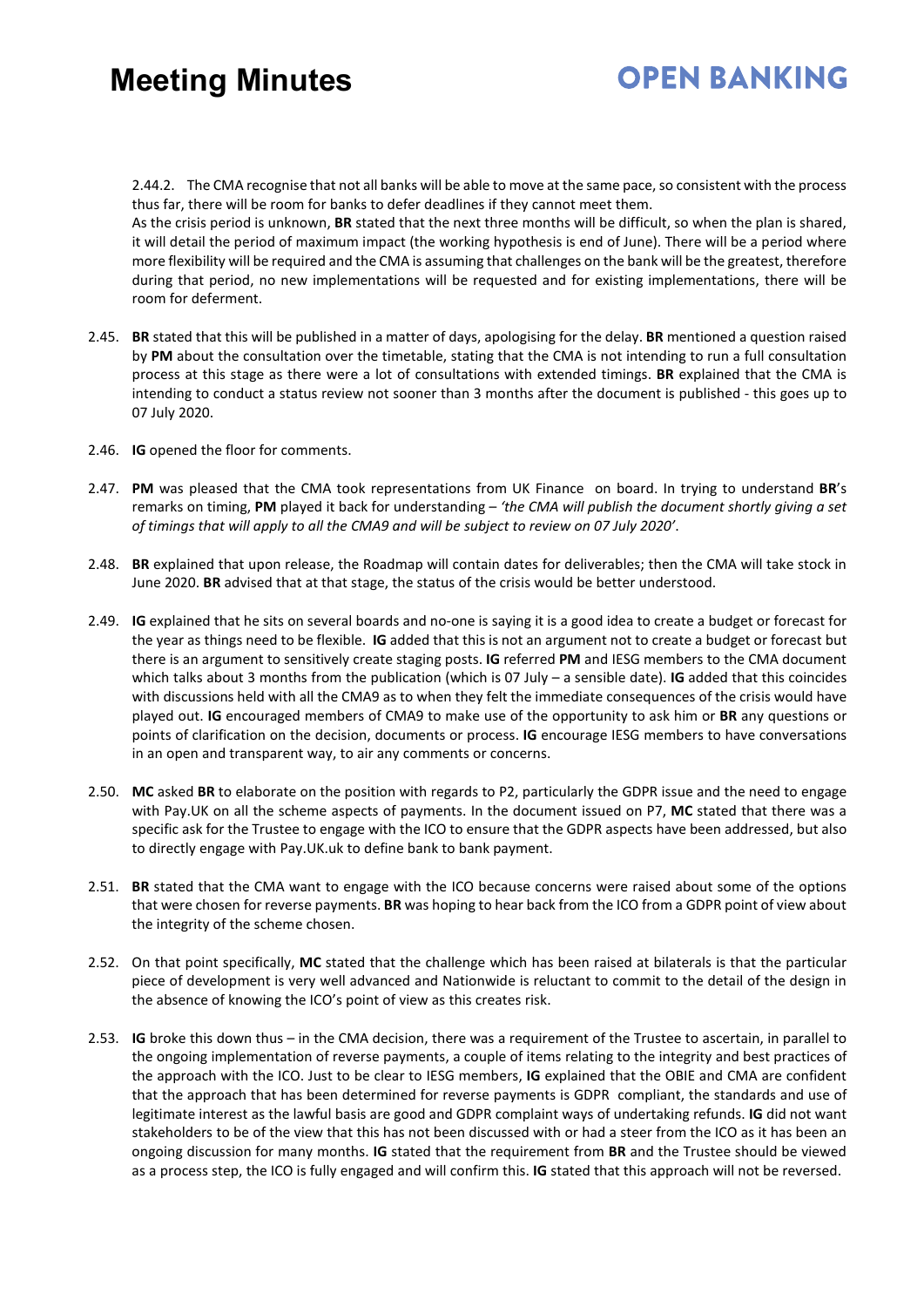2.44.2. The CMA recognise that not all banks will be able to move at the same pace, so consistent with the process thus far, there will be room for banks to defer deadlines if they cannot meet them.

As the crisis period is unknown, **BR** stated that the next three months will be difficult, so when the plan is shared, it will detail the period of maximum impact (the working hypothesis is end of June). There will be a period where more flexibility will be required and the CMA is assuming that challenges on the bank will be the greatest, therefore during that period, no new implementations will be requested and for existing implementations, there will be room for deferment.

2.45. **BR** stated that this will be published in a matter of days, apologising for the delay. **BR** mentioned a question raised by **PM** about the consultation over the timetable, stating that the CMA is not intending to run a full consultation process at this stage as there were a lot of consultations with extended timings. **BR** explained that the CMA is intending to conduct a status review not sooner than 3 months after the document is published - this goes up to 07 July 2020.

2.46. **IG** opened the floor for comments.

2.47. **PM** was pleased that the CMA took representations from UK Finance on board. In trying to understand **BR**'s remarks on timing, **PM** played it back for understanding – *'the CMA will publish the document shortly giving a set of timings that will apply to all the CMA9 and will be subject to review on 07 July 2020'*.

2.48. **BR** explained that upon release, the Roadmap will contain dates for deliverables; then the CMA will take stock in June 2020. **BR** advised that at that stage, the status of the crisis would be better understood.

2.49. **IG** explained that he sits on several boards and no-one is saying it is a good idea to create a budget or forecast for the year as things need to be flexible. **IG** added that this is not an argument not to create a budget or forecast but there is an argument to sensitively create staging posts. **IG** referred **PM** and IESG members to the CMA document which talks about 3 months from the publication (which is 07 July – a sensible date). **IG** added that this coincides with discussions held with all the CMA9 as to when they felt the immediate consequences of the crisis would have played out. **IG** encouraged members of CMA9 to make use of the opportunity to ask him or **BR** any questions or points of clarification on the decision, documents or process. **IG** encourage IESG members to have conversations in an open and transparent way, to air any comments or concerns.

2.50. **MC** asked **BR** to elaborate on the position with regards to P2, particularly the GDPR issue and the need to engage with Pay.UK on all the scheme aspects of payments. In the document issued on P7, **MC** stated that there was a specific ask for the Trustee to engage with the ICO to ensure that the GDPR aspects have been addressed, but also to directly engage with Pay.UK.uk to define bank to bank payment.

2.51. **BR** stated that the CMA want to engage with the ICO because concerns were raised about some of the options that were chosen for reverse payments. **BR** was hoping to hear back from the ICO from a GDPR point of view about the integrity of the scheme chosen.

2.52. On that point specifically, **MC** stated that the challenge which has been raised at bilaterals is that the particular piece of development is very well advanced and Nationwide is reluctant to commit to the detail of the design in the absence of knowing the ICO's point of view as this creates risk.

2.53. **IG** broke this down thus – in the CMA decision, there was a requirement of the Trustee to ascertain, in parallel to the ongoing implementation of reverse payments, a couple of items relating to the integrity and best practices of the approach with the ICO. Just to be clear to IESG members, **IG** explained that the OBIE and CMA are confident that the approach that has been determined for reverse payments is GDPR compliant, the standards and use of legitimate interest as the lawful basis are good and GDPR complaint ways of undertaking refunds. **IG** did not want stakeholders to be of the view that this has not been discussed with or had a steer from the ICO as it has been an ongoing discussion for many months. **IG** stated that the requirement from **BR** and the Trustee should be viewed as a process step, the ICO is fully engaged and will confirm this. **IG** stated that this approach will not be reversed.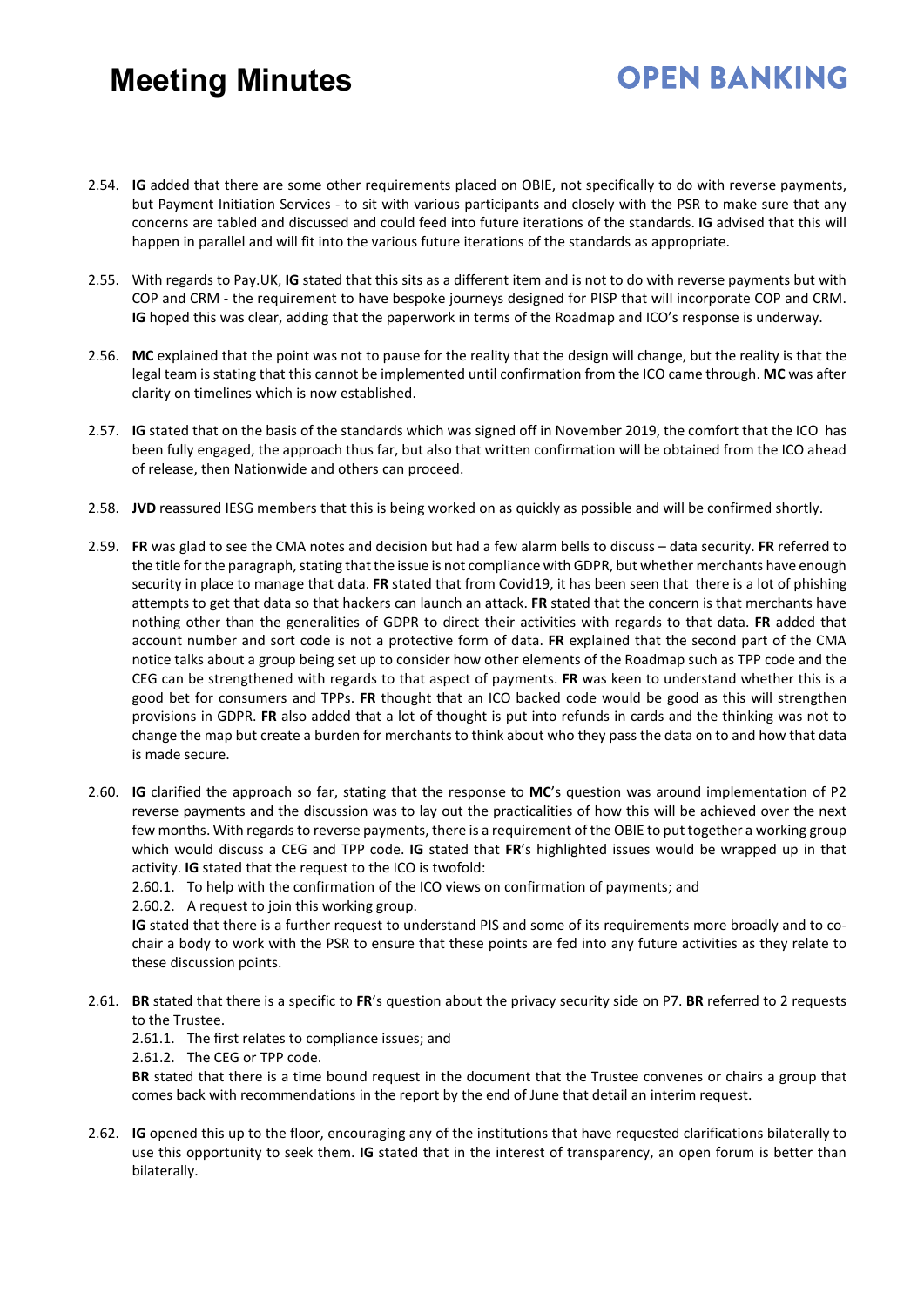2.54. **IG** added that there are some other requirements placed on OBIE, not specifically to do with reverse payments, but Payment Initiation Services - to sit with various participants and closely with the PSR to make sure that any concerns are tabled and discussed and could feed into future iterations of the standards. **IG** advised that this will happen in parallel and will fit into the various future iterations of the standards as appropriate.

2.55. With regards to Pay.UK, **IG** stated that this sits as a different item and is not to do with reverse payments but with COP and CRM - the requirement to have bespoke journeys designed for PISP that will incorporate COP and CRM. **IG** hoped this was clear, adding that the paperwork in terms of the Roadmap and ICO's response is underway.

2.56. **MC** explained that the point was not to pause for the reality that the design will change, but the reality is that the legal team is stating that this cannot be implemented until confirmation from the ICO came through. **MC** was after clarity on timelines which is now established.

2.57. **IG** stated that on the basis of the standards which was signed off in November 2019, the comfort that the ICO has been fully engaged, the approach thus far, but also that written confirmation will be obtained from the ICO ahead of release, then Nationwide and others can proceed.

2.58. **JVD** reassured IESG members that this is being worked on as quickly as possible and will be confirmed shortly.

2.59. **FR** was glad to see the CMA notes and decision but had a few alarm bells to discuss – data security. **FR** referred to the title for the paragraph, stating that the issue is not compliance with GDPR, but whether merchants have enough security in place to manage that data. **FR** stated that from Covid19, it has been seen that there is a lot of phishing attempts to get that data so that hackers can launch an attack. **FR** stated that the concern is that merchants have nothing other than the generalities of GDPR to direct their activities with regards to that data. **FR** added that account number and sort code is not a protective form of data. **FR** explained that the second part of the CMA notice talks about a group being set up to consider how other elements of the Roadmap such as TPP code and the CEG can be strengthened with regards to that aspect of payments. **FR** was keen to understand whether this is a good bet for consumers and TPPs. **FR** thought that an ICO backed code would be good as this will strengthen provisions in GDPR. **FR** also added that a lot of thought is put into refunds in cards and the thinking was not to change the map but create a burden for merchants to think about who they pass the data on to and how that data is made secure.

2.60. **IG** clarified the approach so far, stating that the response to **MC**'s question was around implementation of P2 reverse payments and the discussion was to lay out the practicalities of how this will be achieved over the next few months. With regards to reverse payments, there is a requirement of the OBIE to put together a working group which would discuss a CEG and TPP code. **IG** stated that **FR**'s highlighted issues would be wrapped up in that activity. **IG** stated that the request to the ICO is twofold:

   2.60.1. To help with the confirmation of the ICO views on confirmation of payments; and

   2.60.2. A request to join this working group.

   **IG** stated that there is a further request to understand PIS and some of its requirements more broadly and to co-chair a body to work with the PSR to ensure that these points are fed into any future activities as they relate to these discussion points.

2.61. **BR** stated that there is a specific to **FR**'s question about the privacy security side on P7. **BR** referred to 2 requests to the Trustee.

   2.61.1. The first relates to compliance issues; and

   2.61.2. The CEG or TPP code.

   **BR** stated that there is a time bound request in the document that the Trustee convenes or chairs a group that comes back with recommendations in the report by the end of June that detail an interim request.

2.62. **IG** opened this up to the floor, encouraging any of the institutions that have requested clarifications bilaterally to use this opportunity to seek them. **IG** stated that in the interest of transparency, an open forum is better than bilaterally.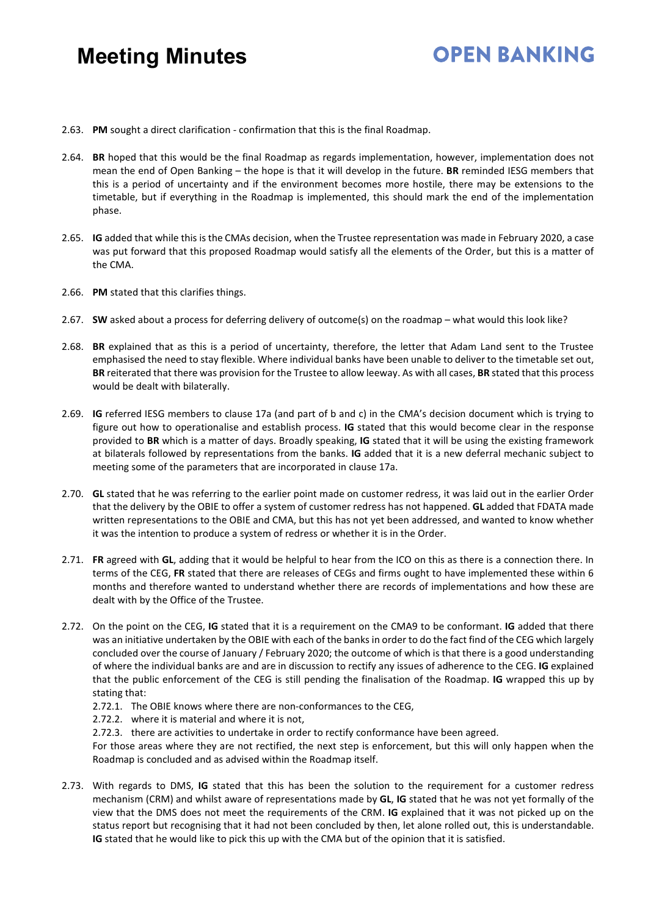2.63. **PM** sought a direct clarification - confirmation that this is the final Roadmap.

2.64. **BR** hoped that this would be the final Roadmap as regards implementation, however, implementation does not mean the end of Open Banking – the hope is that it will develop in the future. **BR** reminded IESG members that this is a period of uncertainty and if the environment becomes more hostile, there may be extensions to the timetable, but if everything in the Roadmap is implemented, this should mark the end of the implementation phase.

2.65. **IG** added that while this is the CMAs decision, when the Trustee representation was made in February 2020, a case was put forward that this proposed Roadmap would satisfy all the elements of the Order, but this is a matter of the CMA.

2.66. **PM** stated that this clarifies things.

2.67. **SW** asked about a process for deferring delivery of outcome(s) on the roadmap – what would this look like?

2.68. **BR** explained that as this is a period of uncertainty, therefore, the letter that Adam Land sent to the Trustee emphasised the need to stay flexible. Where individual banks have been unable to deliver to the timetable set out, **BR** reiterated that there was provision for the Trustee to allow leeway. As with all cases, **BR** stated that this process would be dealt with bilaterally.

2.69. **IG** referred IESG members to clause 17a (and part of b and c) in the CMA's decision document which is trying to figure out how to operationalise and establish process. **IG** stated that this would become clear in the response provided to **BR** which is a matter of days. Broadly speaking, **IG** stated that it will be using the existing framework at bilaterals followed by representations from the banks. **IG** added that it is a new deferral mechanic subject to meeting some of the parameters that are incorporated in clause 17a.

2.70. **GL** stated that he was referring to the earlier point made on customer redress, it was laid out in the earlier Order that the delivery by the OBIE to offer a system of customer redress has not happened. **GL** added that FDATA made written representations to the OBIE and CMA, but this has not yet been addressed, and wanted to know whether it was the intention to produce a system of redress or whether it is in the Order.

2.71. **FR** agreed with **GL**, adding that it would be helpful to hear from the ICO on this as there is a connection there. In terms of the CEG, **FR** stated that there are releases of CEGs and firms ought to have implemented these within 6 months and therefore wanted to understand whether there are records of implementations and how these are dealt with by the Office of the Trustee.

2.72. On the point on the CEG, **IG** stated that it is a requirement on the CMA9 to be conformant. **IG** added that there was an initiative undertaken by the OBIE with each of the banks in order to do the fact find of the CEG which largely concluded over the course of January / February 2020; the outcome of which is that there is a good understanding of where the individual banks are and are in discussion to rectify any issues of adherence to the CEG. **IG** explained that the public enforcement of the CEG is still pending the finalisation of the Roadmap. **IG** wrapped this up by stating that:

   2.72.1. The OBIE knows where there are non-conformances to the CEG,

   2.72.2. where it is material and where it is not,

   2.72.3. there are activities to undertake in order to rectify conformance have been agreed.

   For those areas where they are not rectified, the next step is enforcement, but this will only happen when the Roadmap is concluded and as advised within the Roadmap itself.

2.73. With regards to DMS, **IG** stated that this has been the solution to the requirement for a customer redress mechanism (CRM) and whilst aware of representations made by **GL**, **IG** stated that he was not yet formally of the view that the DMS does not meet the requirements of the CRM. **IG** explained that it was not picked up on the status report but recognising that it had not been concluded by then, let alone rolled out, this is understandable. **IG** stated that he would like to pick this up with the CMA but of the opinion that it is satisfied.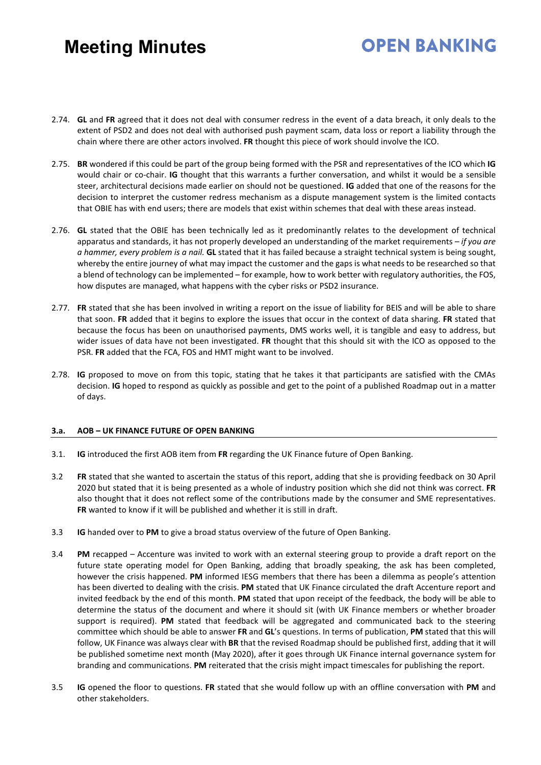2.74. **GL** and **FR** agreed that it does not deal with consumer redress in the event of a data breach, it only deals to the extent of PSD2 and does not deal with authorised push payment scam, data loss or report a liability through the chain where there are other actors involved. **FR** thought this piece of work should involve the ICO.

2.75. **BR** wondered if this could be part of the group being formed with the PSR and representatives of the ICO which **IG** would chair or co-chair. **IG** thought that this warrants a further conversation, and whilst it would be a sensible steer, architectural decisions made earlier on should not be questioned. **IG** added that one of the reasons for the decision to interpret the customer redress mechanism as a dispute management system is the limited contacts that OBIE has with end users; there are models that exist within schemes that deal with these areas instead.

2.76. **GL** stated that the OBIE has been technically led as it predominantly relates to the development of technical apparatus and standards, it has not properly developed an understanding of the market requirements – *if you are a hammer, every problem is a nail.* **GL** stated that it has failed because a straight technical system is being sought, whereby the entire journey of what may impact the customer and the gaps is what needs to be researched so that a blend of technology can be implemented – for example, how to work better with regulatory authorities, the FOS, how disputes are managed, what happens with the cyber risks or PSD2 insurance.

2.77. **FR** stated that she has been involved in writing a report on the issue of liability for BEIS and will be able to share that soon. **FR** added that it begins to explore the issues that occur in the context of data sharing. **FR** stated that because the focus has been on unauthorised payments, DMS works well, it is tangible and easy to address, but wider issues of data have not been investigated. **FR** thought that this should sit with the ICO as opposed to the PSR. **FR** added that the FCA, FOS and HMT might want to be involved.

2.78. **IG** proposed to move on from this topic, stating that he takes it that participants are satisfied with the CMAs decision. **IG** hoped to respond as quickly as possible and get to the point of a published Roadmap out in a matter of days.

### 3.a. AOB – UK FINANCE FUTURE OF OPEN BANKING

3.1. **IG** introduced the first AOB item from **FR** regarding the UK Finance future of Open Banking.

3.2 **FR** stated that she wanted to ascertain the status of this report, adding that she is providing feedback on 30 April 2020 but stated that it is being presented as a whole of industry position which she did not think was correct. **FR** also thought that it does not reflect some of the contributions made by the consumer and SME representatives. **FR** wanted to know if it will be published and whether it is still in draft.

3.3 **IG** handed over to **PM** to give a broad status overview of the future of Open Banking.

3.4 **PM** recapped – Accenture was invited to work with an external steering group to provide a draft report on the future state operating model for Open Banking, adding that broadly speaking, the ask has been completed, however the crisis happened. **PM** informed IESG members that there has been a dilemma as people's attention has been diverted to dealing with the crisis. **PM** stated that UK Finance circulated the draft Accenture report and invited feedback by the end of this month. **PM** stated that upon receipt of the feedback, the body will be able to determine the status of the document and where it should sit (with UK Finance members or whether broader support is required). **PM** stated that feedback will be aggregated and communicated back to the steering committee which should be able to answer **FR** and **GL**'s questions. In terms of publication, **PM** stated that this will follow, UK Finance was always clear with **BR** that the revised Roadmap should be published first, adding that it will be published sometime next month (May 2020), after it goes through UK Finance internal governance system for branding and communications. **PM** reiterated that the crisis might impact timescales for publishing the report.

3.5 **IG** opened the floor to questions. **FR** stated that she would follow up with an offline conversation with **PM** and other stakeholders.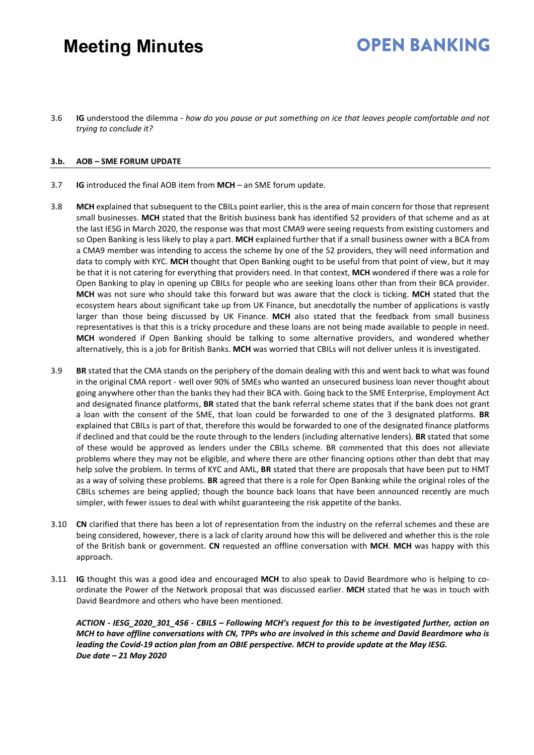3.6 **IG** understood the dilemma - *how do you pause or put something on ice that leaves people comfortable and not trying to conclude it?*

### 3.b. AOB – SME FORUM UPDATE

3.7 **IG** introduced the final AOB item from **MCH** – an SME forum update.

3.8 **MCH** explained that subsequent to the CBILs point earlier, this is the area of main concern for those that represent small businesses. **MCH** stated that the British business bank has identified 52 providers of that scheme and as at the last IESG in March 2020, the response was that most CMA9 were seeing requests from existing customers and so Open Banking is less likely to play a part. **MCH** explained further that if a small business owner with a BCA from a CMA9 member was intending to access the scheme by one of the 52 providers, they will need information and data to comply with KYC. **MCH** thought that Open Banking ought to be useful from that point of view, but it may be that it is not catering for everything that providers need. In that context, **MCH** wondered if there was a role for Open Banking to play in opening up CBILs for people who are seeking loans other than from their BCA provider. **MCH** was not sure who should take this forward but was aware that the clock is ticking. **MCH** stated that the ecosystem hears about significant take up from UK Finance, but anecdotally the number of applications is vastly larger than those being discussed by UK Finance. **MCH** also stated that the feedback from small business representatives is that this is a tricky procedure and these loans are not being made available to people in need. **MCH** wondered if Open Banking should be talking to some alternative providers, and wondered whether alternatively, this is a job for British Banks. **MCH** was worried that CBILs will not deliver unless it is investigated.

3.9 **BR** stated that the CMA stands on the periphery of the domain dealing with this and went back to what was found in the original CMA report - well over 90% of SMEs who wanted an unsecured business loan never thought about going anywhere other than the banks they had their BCA with. Going back to the SME Enterprise, Employment Act and designated finance platforms, **BR** stated that the bank referral scheme states that if the bank does not grant a loan with the consent of the SME, that loan could be forwarded to one of the 3 designated platforms. **BR** explained that CBILs is part of that, therefore this would be forwarded to one of the designated finance platforms if declined and that could be the route through to the lenders (including alternative lenders). **BR** stated that some of these would be approved as lenders under the CBILs scheme. BR commented that this does not alleviate problems where they may not be eligible, and where there are other financing options other than debt that may help solve the problem. In terms of KYC and AML, **BR** stated that there are proposals that have been put to HMT as a way of solving these problems. **BR** agreed that there is a role for Open Banking while the original roles of the CBILs schemes are being applied; though the bounce back loans that have been announced recently are much simpler, with fewer issues to deal with whilst guaranteeing the risk appetite of the banks.

3.10 **CN** clarified that there has been a lot of representation from the industry on the referral schemes and these are being considered, however, there is a lack of clarity around how this will be delivered and whether this is the role of the British bank or government. **CN** requested an offline conversation with **MCH**. **MCH** was happy with this approach.

3.11 **IG** thought this was a good idea and encouraged **MCH** to also speak to David Beardmore who is helping to co-ordinate the Power of the Network proposal that was discussed earlier. **MCH** stated that he was in touch with David Beardmore and others who have been mentioned.

***ACTION - IESG_2020_301_456 - CBILS – Following MCH's request for this to be investigated further, action on MCH to have offline conversations with CN, TPPs who are involved in this scheme and David Beardmore who is leading the Covid-19 action plan from an OBIE perspective. MCH to provide update at the May IESG.***
***Due date – 21 May 2020***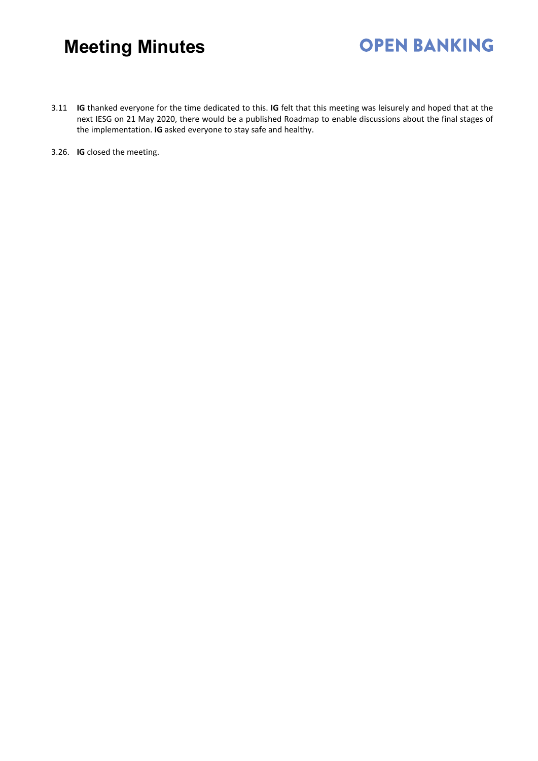3.11 **IG** thanked everyone for the time dedicated to this. **IG** felt that this meeting was leisurely and hoped that at the next IESG on 21 May 2020, there would be a published Roadmap to enable discussions about the final stages of the implementation. **IG** asked everyone to stay safe and healthy.

3.26. **IG** closed the meeting.